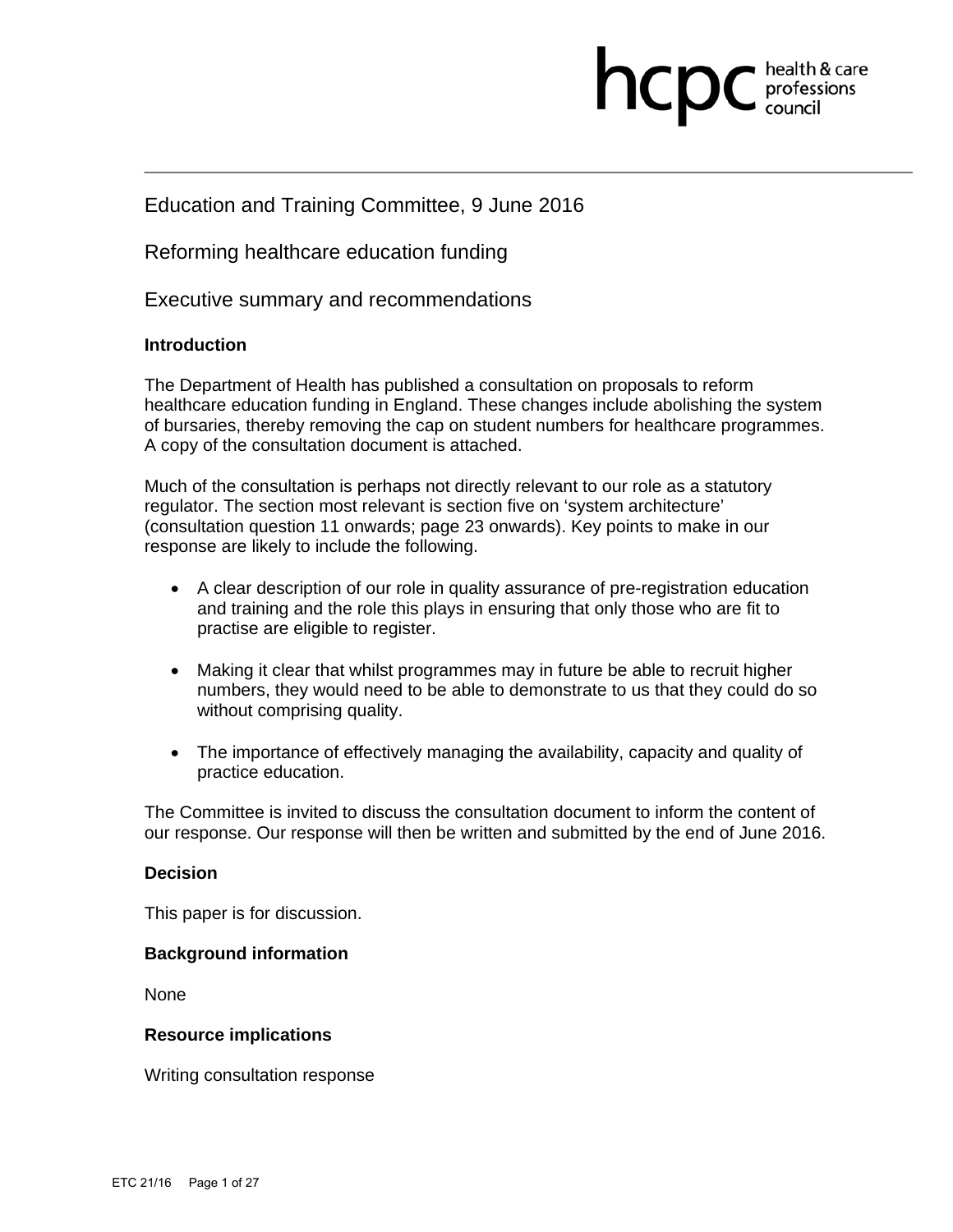Education and Training Committee, 9 June 2016

# Reforming healthcare education funding

## Executive summary and recommendations

### Introduction

The Department of Health has published a consultation on proposals to reform healthcare education funding in England. These changes include abolishing the system of bursaries, thereby removing the cap on student numbers for healthcare programmes. A copy of the consultation document is attached.

Much of the consultation is perhaps not directly relevant to our role as a statutory regulator. The section most relevant is section five on 'system architecture' (consultation question 11 onwards; page 23 onwards). Key points to make in our response are likely to include the following.

- A clear description of our role in quality assurance of pre-registration education and training and the role this plays in ensuring that only those who are fit to practise are eligible to register.
- Making it clear that whilst programmes may in future be able to recruit higher numbers, they would need to be able to demonstrate to us that they could do so without comprising quality.
- The importance of effectively managing the availability, capacity and quality of practice education.

The Committee is invited to discuss the consultation document to inform the content of our response. Our response will then be written and submitted by the end of June 2016.

### Decision

This paper is for discussion.

### Background information

None

### Resource implications

Writing consultation response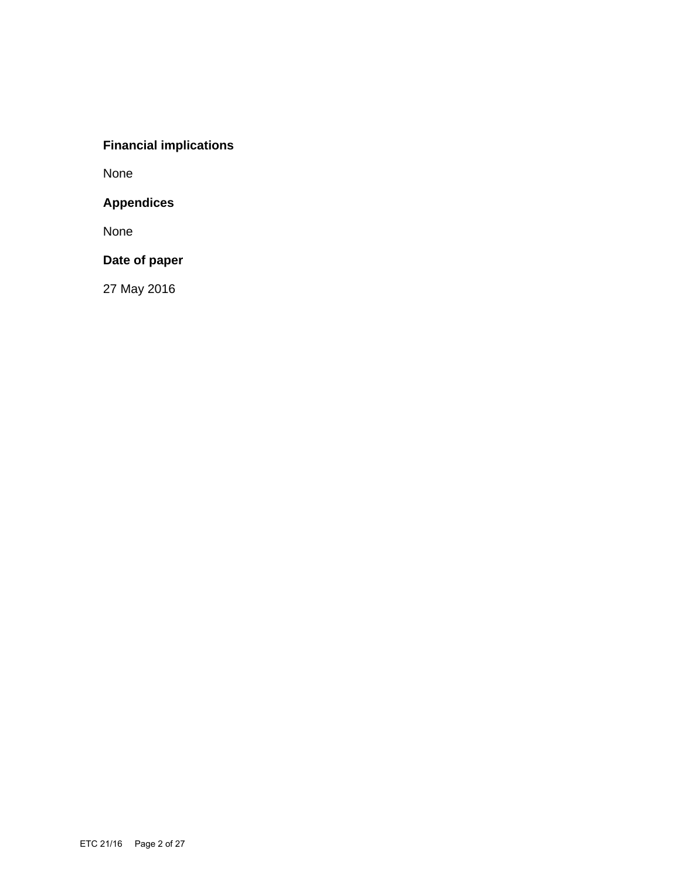**Financial implications**

None

**Appendices**

None

**Date of paper**

27 May 2016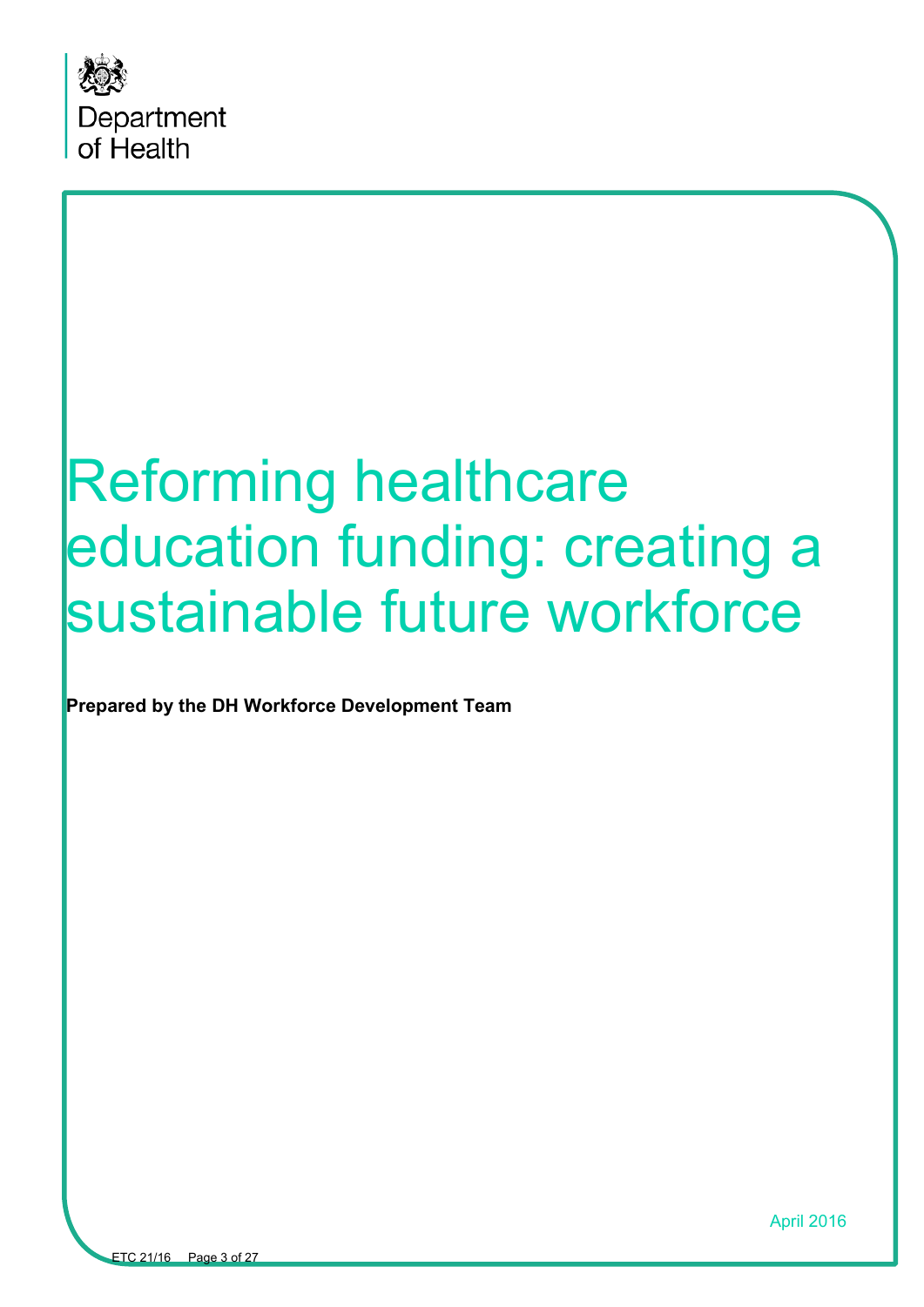Department of Health

# Reforming healthcare education funding: creating a sustainable future workforce

**Prepared by the DH Workforce Development Team**

April 2016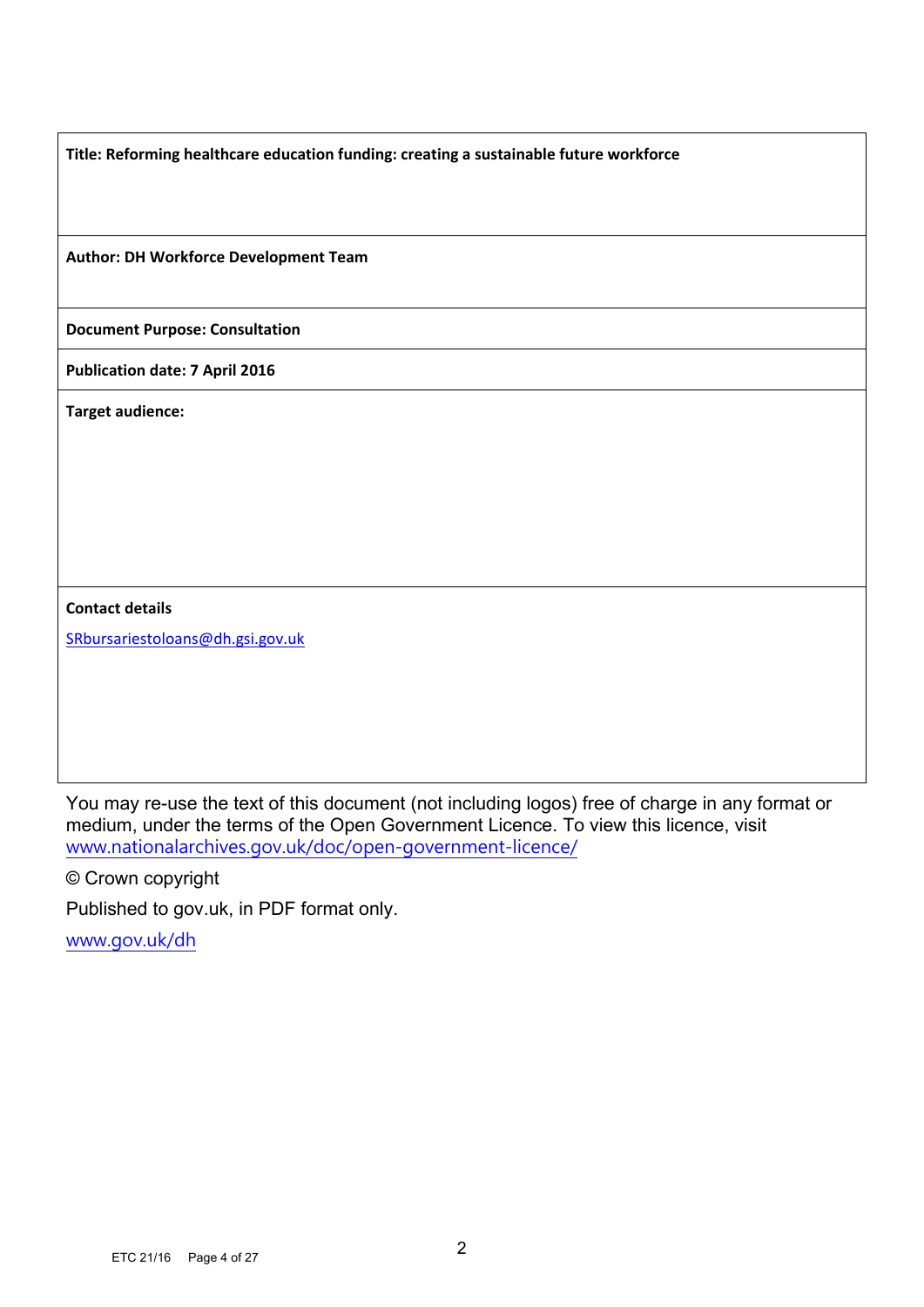| Title: Reforming healthcare education funding: creating a sustainable future workforce |
| --- |
| **Author: DH Workforce Development Team** |
| **Document Purpose: Consultation** |
| **Publication date: 7 April 2016** |
| **Target audience:** |
| **Contact details**<br>SRbursariestoloans@dh.gsi.gov.uk |

You may re-use the text of this document (not including logos) free of charge in any format or medium, under the terms of the Open Government Licence. To view this licence, visit www.nationalarchives.gov.uk/doc/open-government-licence/

© Crown copyright

Published to gov.uk, in PDF format only.

www.gov.uk/dh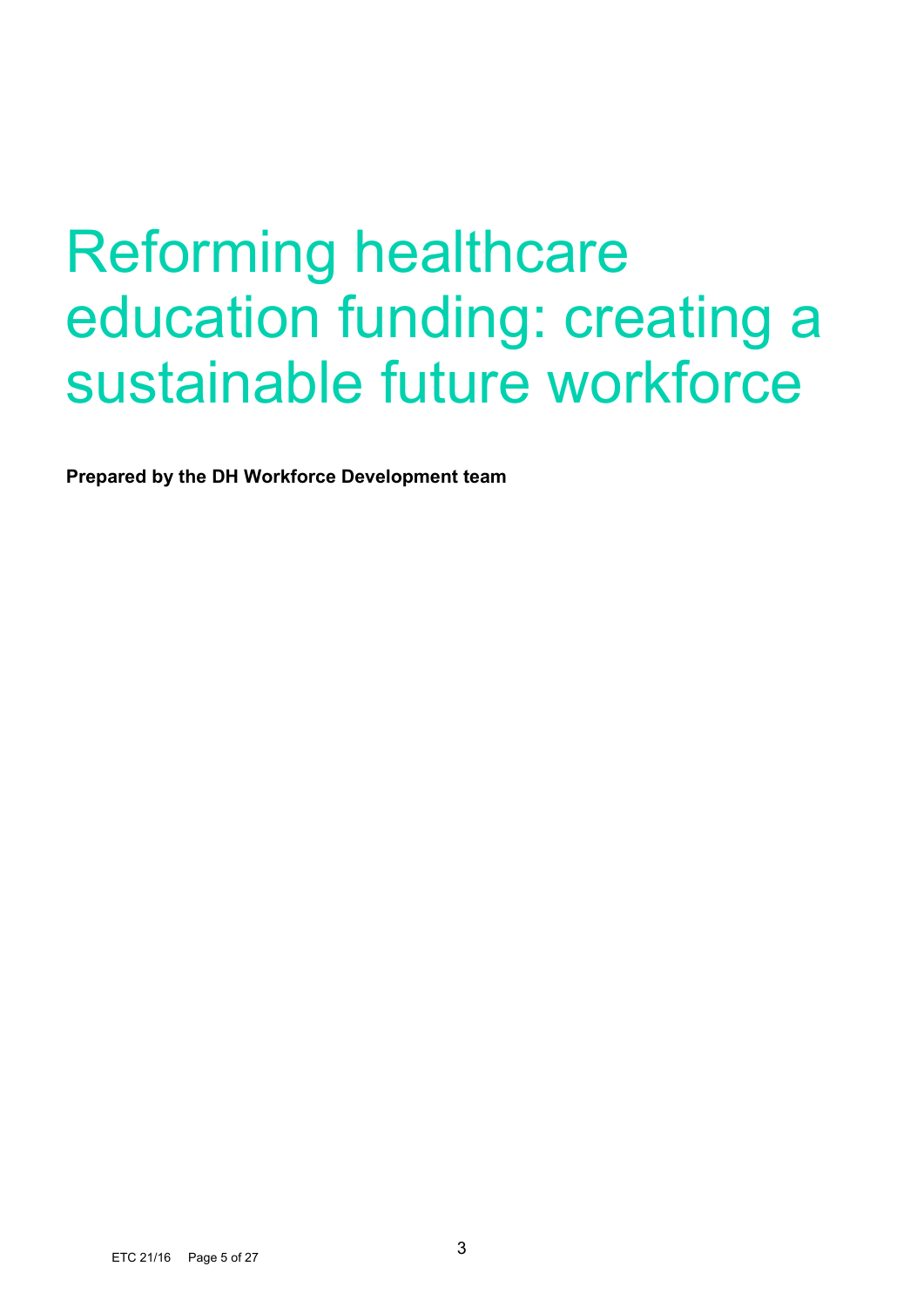# Reforming healthcare education funding: creating a sustainable future workforce

**Prepared by the DH Workforce Development team**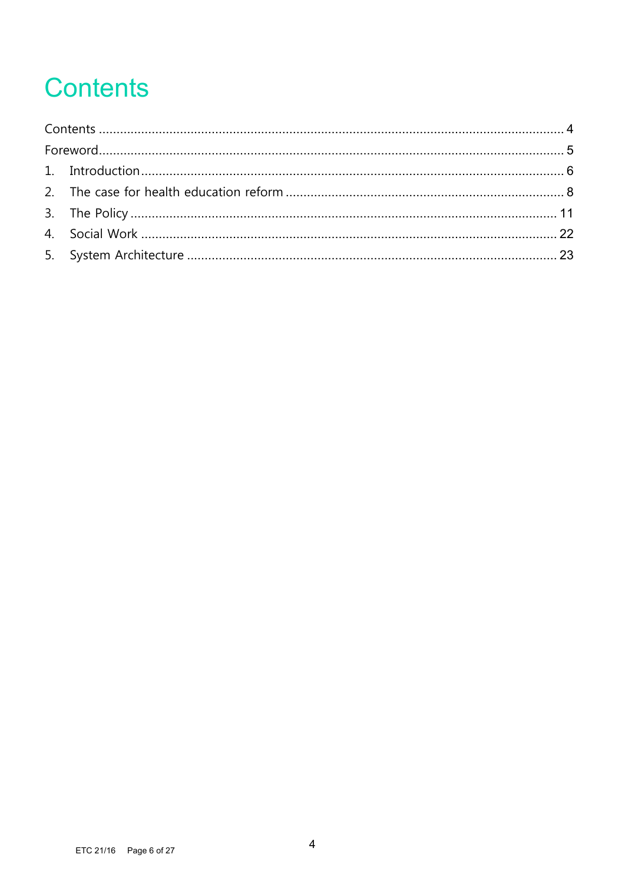# Contents

Contents ............................................................................................................................. 4
Foreword ............................................................................................................................. 5
1. Introduction ..................................................................................................................... 6
2. The case for health education reform ............................................................................. 8
3. The Policy ...................................................................................................................... 11
4. Social Work .................................................................................................................... 22
5. System Architecture ....................................................................................................... 23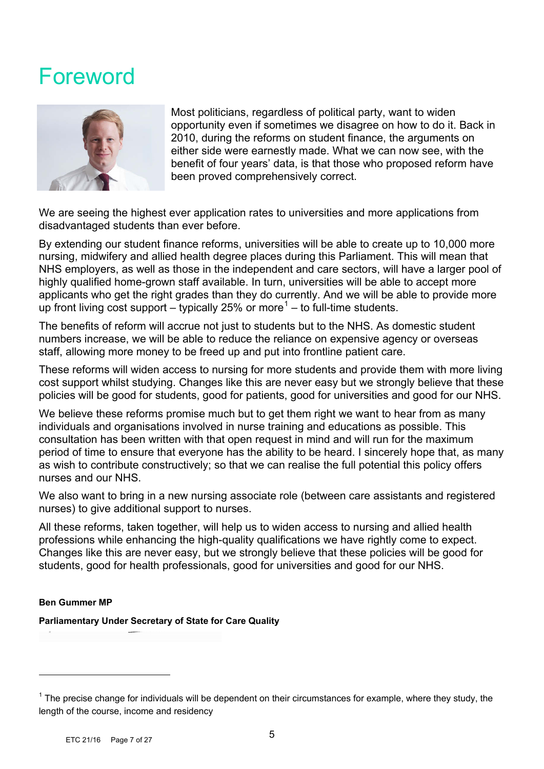# Foreword

Most politicians, regardless of political party, want to widen opportunity even if sometimes we disagree on how to do it. Back in 2010, during the reforms on student finance, the arguments on either side were earnestly made. What we can now see, with the benefit of four years' data, is that those who proposed reform have been proved comprehensively correct.

We are seeing the highest ever application rates to universities and more applications from disadvantaged students than ever before.

By extending our student finance reforms, universities will be able to create up to 10,000 more nursing, midwifery and allied health degree places during this Parliament. This will mean that NHS employers, as well as those in the independent and care sectors, will have a larger pool of highly qualified home-grown staff available. In turn, universities will be able to accept more applicants who get the right grades than they do currently. And we will be able to provide more up front living cost support – typically 25% or more[1] – to full-time students.

The benefits of reform will accrue not just to students but to the NHS. As domestic student numbers increase, we will be able to reduce the reliance on expensive agency or overseas staff, allowing more money to be freed up and put into frontline patient care.

These reforms will widen access to nursing for more students and provide them with more living cost support whilst studying. Changes like this are never easy but we strongly believe that these policies will be good for students, good for patients, good for universities and good for our NHS.

We believe these reforms promise much but to get them right we want to hear from as many individuals and organisations involved in nurse training and educations as possible. This consultation has been written with that open request in mind and will run for the maximum period of time to ensure that everyone has the ability to be heard. I sincerely hope that, as many as wish to contribute constructively; so that we can realise the full potential this policy offers nurses and our NHS.

We also want to bring in a new nursing associate role (between care assistants and registered nurses) to give additional support to nurses.

All these reforms, taken together, will help us to widen access to nursing and allied health professions while enhancing the high-quality qualifications we have rightly come to expect. Changes like this are never easy, but we strongly believe that these policies will be good for students, good for health professionals, good for universities and good for our NHS.

**Ben Gummer MP**

**Parliamentary Under Secretary of State for Care Quality**

---

[1] The precise change for individuals will be dependent on their circumstances for example, where they study, the length of the course, income and residency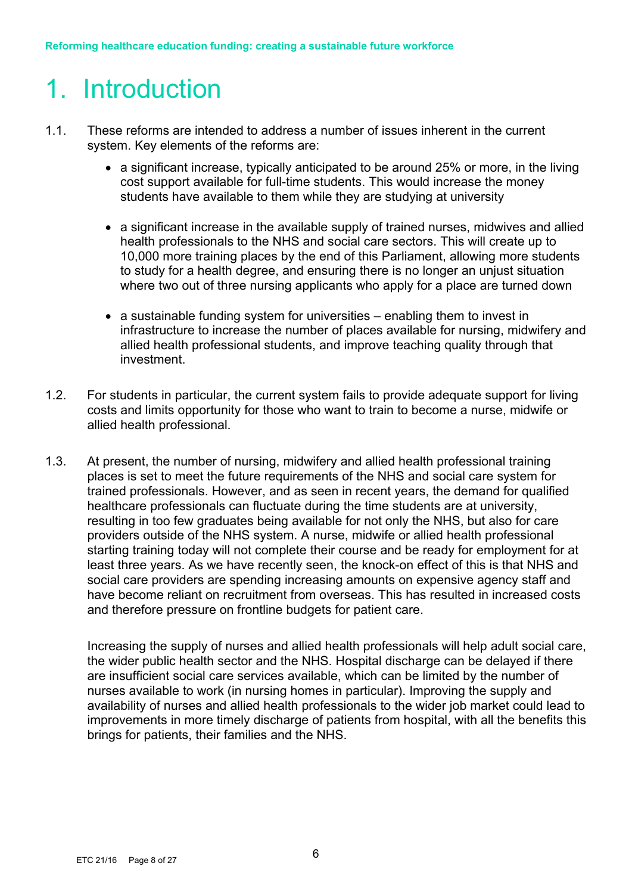# 1. Introduction

1.1. These reforms are intended to address a number of issues inherent in the current system. Key elements of the reforms are:

- a significant increase, typically anticipated to be around 25% or more, in the living cost support available for full-time students. This would increase the money students have available to them while they are studying at university

- a significant increase in the available supply of trained nurses, midwives and allied health professionals to the NHS and social care sectors. This will create up to 10,000 more training places by the end of this Parliament, allowing more students to study for a health degree, and ensuring there is no longer an unjust situation where two out of three nursing applicants who apply for a place are turned down

- a sustainable funding system for universities – enabling them to invest in infrastructure to increase the number of places available for nursing, midwifery and allied health professional students, and improve teaching quality through that investment.

1.2. For students in particular, the current system fails to provide adequate support for living costs and limits opportunity for those who want to train to become a nurse, midwife or allied health professional.

1.3. At present, the number of nursing, midwifery and allied health professional training places is set to meet the future requirements of the NHS and social care system for trained professionals. However, and as seen in recent years, the demand for qualified healthcare professionals can fluctuate during the time students are at university, resulting in too few graduates being available for not only the NHS, but also for care providers outside of the NHS system. A nurse, midwife or allied health professional starting training today will not complete their course and be ready for employment for at least three years. As we have recently seen, the knock-on effect of this is that NHS and social care providers are spending increasing amounts on expensive agency staff and have become reliant on recruitment from overseas. This has resulted in increased costs and therefore pressure on frontline budgets for patient care.

Increasing the supply of nurses and allied health professionals will help adult social care, the wider public health sector and the NHS. Hospital discharge can be delayed if there are insufficient social care services available, which can be limited by the number of nurses available to work (in nursing homes in particular). Improving the supply and availability of nurses and allied health professionals to the wider job market could lead to improvements in more timely discharge of patients from hospital, with all the benefits this brings for patients, their families and the NHS.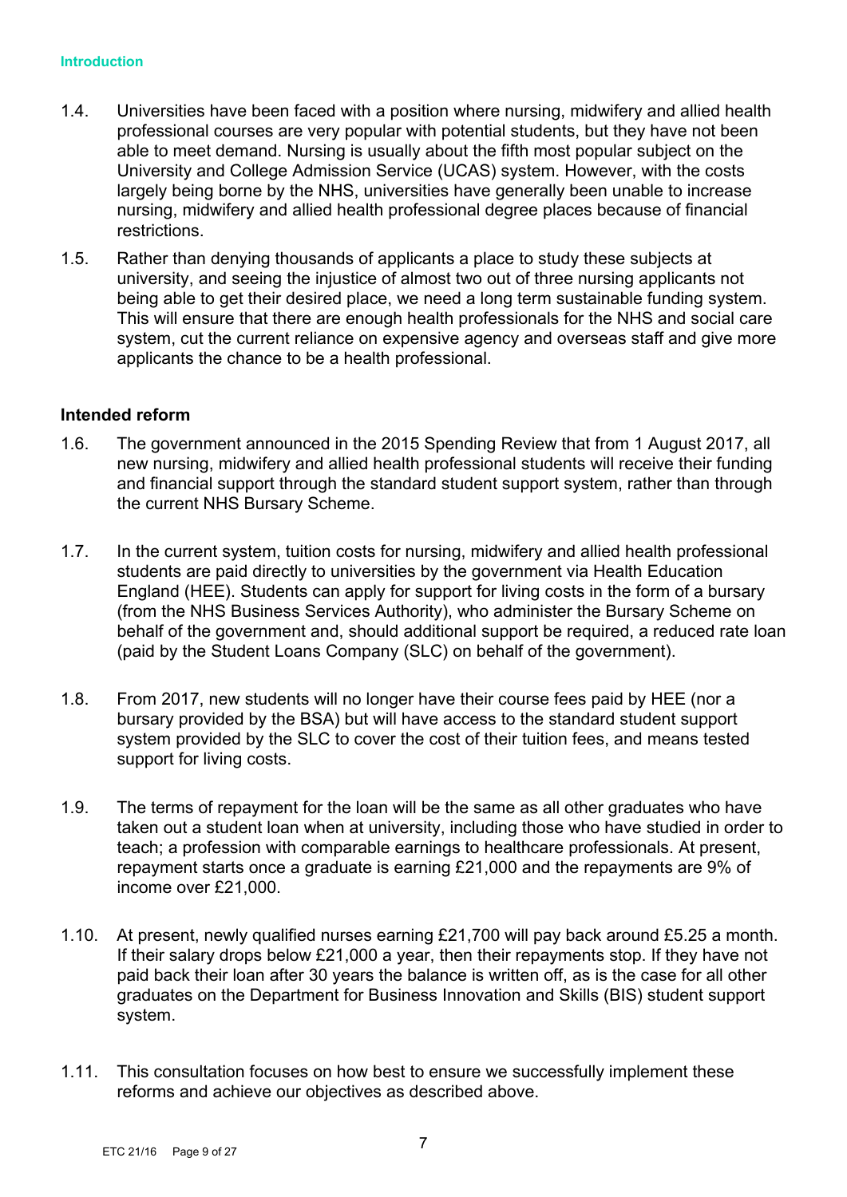1.4. Universities have been faced with a position where nursing, midwifery and allied health professional courses are very popular with potential students, but they have not been able to meet demand. Nursing is usually about the fifth most popular subject on the University and College Admission Service (UCAS) system. However, with the costs largely being borne by the NHS, universities have generally been unable to increase nursing, midwifery and allied health professional degree places because of financial restrictions.

1.5. Rather than denying thousands of applicants a place to study these subjects at university, and seeing the injustice of almost two out of three nursing applicants not being able to get their desired place, we need a long term sustainable funding system. This will ensure that there are enough health professionals for the NHS and social care system, cut the current reliance on expensive agency and overseas staff and give more applicants the chance to be a health professional.

## Intended reform

1.6. The government announced in the 2015 Spending Review that from 1 August 2017, all new nursing, midwifery and allied health professional students will receive their funding and financial support through the standard student support system, rather than through the current NHS Bursary Scheme.

1.7. In the current system, tuition costs for nursing, midwifery and allied health professional students are paid directly to universities by the government via Health Education England (HEE). Students can apply for support for living costs in the form of a bursary (from the NHS Business Services Authority), who administer the Bursary Scheme on behalf of the government and, should additional support be required, a reduced rate loan (paid by the Student Loans Company (SLC) on behalf of the government).

1.8. From 2017, new students will no longer have their course fees paid by HEE (nor a bursary provided by the BSA) but will have access to the standard student support system provided by the SLC to cover the cost of their tuition fees, and means tested support for living costs.

1.9. The terms of repayment for the loan will be the same as all other graduates who have taken out a student loan when at university, including those who have studied in order to teach; a profession with comparable earnings to healthcare professionals. At present, repayment starts once a graduate is earning £21,000 and the repayments are 9% of income over £21,000.

1.10. At present, newly qualified nurses earning £21,700 will pay back around £5.25 a month. If their salary drops below £21,000 a year, then their repayments stop. If they have not paid back their loan after 30 years the balance is written off, as is the case for all other graduates on the Department for Business Innovation and Skills (BIS) student support system.

1.11. This consultation focuses on how best to ensure we successfully implement these reforms and achieve our objectives as described above.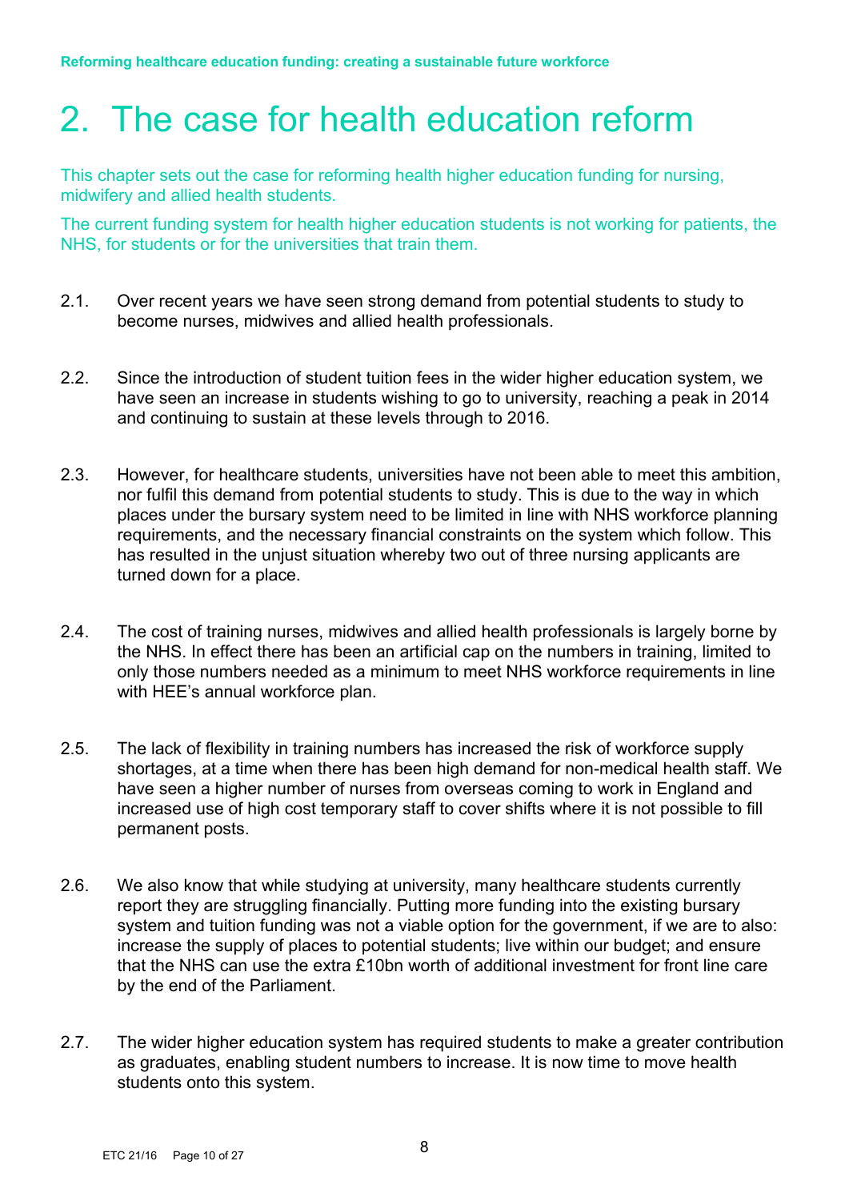# 2. The case for health education reform

This chapter sets out the case for reforming health higher education funding for nursing, midwifery and allied health students.

The current funding system for health higher education students is not working for patients, the NHS, for students or for the universities that train them.

2.1. Over recent years we have seen strong demand from potential students to study to become nurses, midwives and allied health professionals.

2.2. Since the introduction of student tuition fees in the wider higher education system, we have seen an increase in students wishing to go to university, reaching a peak in 2014 and continuing to sustain at these levels through to 2016.

2.3. However, for healthcare students, universities have not been able to meet this ambition, nor fulfil this demand from potential students to study. This is due to the way in which places under the bursary system need to be limited in line with NHS workforce planning requirements, and the necessary financial constraints on the system which follow. This has resulted in the unjust situation whereby two out of three nursing applicants are turned down for a place.

2.4. The cost of training nurses, midwives and allied health professionals is largely borne by the NHS. In effect there has been an artificial cap on the numbers in training, limited to only those numbers needed as a minimum to meet NHS workforce requirements in line with HEE's annual workforce plan.

2.5. The lack of flexibility in training numbers has increased the risk of workforce supply shortages, at a time when there has been high demand for non-medical health staff. We have seen a higher number of nurses from overseas coming to work in England and increased use of high cost temporary staff to cover shifts where it is not possible to fill permanent posts.

2.6. We also know that while studying at university, many healthcare students currently report they are struggling financially. Putting more funding into the existing bursary system and tuition funding was not a viable option for the government, if we are to also: increase the supply of places to potential students; live within our budget; and ensure that the NHS can use the extra £10bn worth of additional investment for front line care by the end of the Parliament.

2.7. The wider higher education system has required students to make a greater contribution as graduates, enabling student numbers to increase. It is now time to move health students onto this system.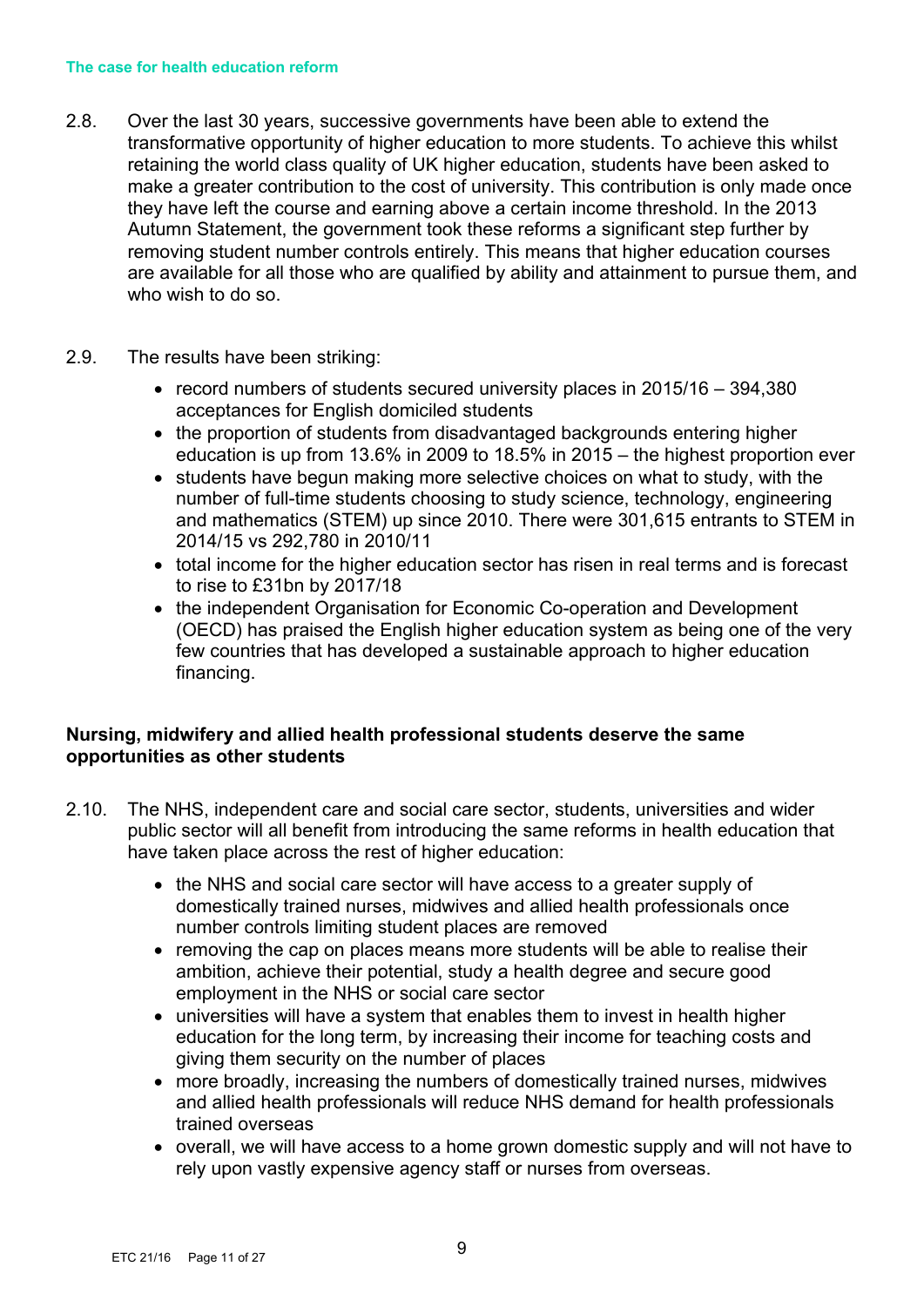**The case for health education reform**

2.8. Over the last 30 years, successive governments have been able to extend the transformative opportunity of higher education to more students. To achieve this whilst retaining the world class quality of UK higher education, students have been asked to make a greater contribution to the cost of university. This contribution is only made once they have left the course and earning above a certain income threshold. In the 2013 Autumn Statement, the government took these reforms a significant step further by removing student number controls entirely. This means that higher education courses are available for all those who are qualified by ability and attainment to pursue them, and who wish to do so.

2.9. The results have been striking:

- record numbers of students secured university places in 2015/16 – 394,380 acceptances for English domiciled students
- the proportion of students from disadvantaged backgrounds entering higher education is up from 13.6% in 2009 to 18.5% in 2015 – the highest proportion ever
- students have begun making more selective choices on what to study, with the number of full-time students choosing to study science, technology, engineering and mathematics (STEM) up since 2010. There were 301,615 entrants to STEM in 2014/15 vs 292,780 in 2010/11
- total income for the higher education sector has risen in real terms and is forecast to rise to £31bn by 2017/18
- the independent Organisation for Economic Co-operation and Development (OECD) has praised the English higher education system as being one of the very few countries that has developed a sustainable approach to higher education financing.

**Nursing, midwifery and allied health professional students deserve the same opportunities as other students**

2.10. The NHS, independent care and social care sector, students, universities and wider public sector will all benefit from introducing the same reforms in health education that have taken place across the rest of higher education:

- the NHS and social care sector will have access to a greater supply of domestically trained nurses, midwives and allied health professionals once number controls limiting student places are removed
- removing the cap on places means more students will be able to realise their ambition, achieve their potential, study a health degree and secure good employment in the NHS or social care sector
- universities will have a system that enables them to invest in health higher education for the long term, by increasing their income for teaching costs and giving them security on the number of places
- more broadly, increasing the numbers of domestically trained nurses, midwives and allied health professionals will reduce NHS demand for health professionals trained overseas
- overall, we will have access to a home grown domestic supply and will not have to rely upon vastly expensive agency staff or nurses from overseas.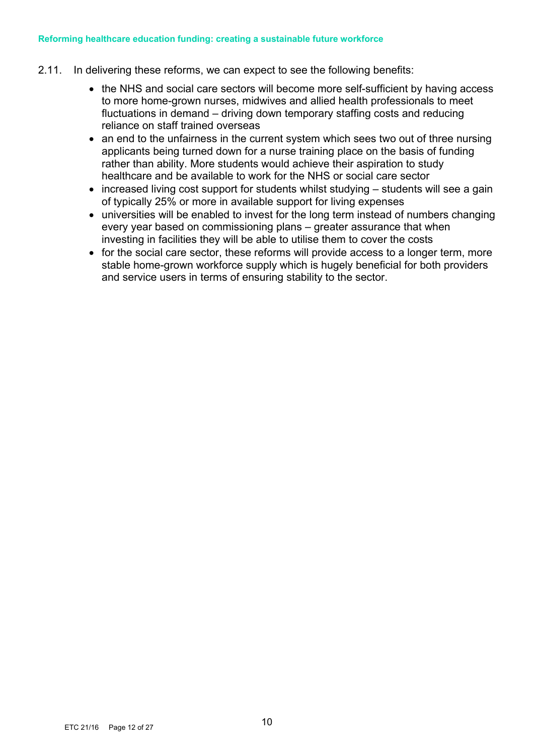2.11. In delivering these reforms, we can expect to see the following benefits:

- the NHS and social care sectors will become more self-sufficient by having access to more home-grown nurses, midwives and allied health professionals to meet fluctuations in demand – driving down temporary staffing costs and reducing reliance on staff trained overseas
- an end to the unfairness in the current system which sees two out of three nursing applicants being turned down for a nurse training place on the basis of funding rather than ability. More students would achieve their aspiration to study healthcare and be available to work for the NHS or social care sector
- increased living cost support for students whilst studying – students will see a gain of typically 25% or more in available support for living expenses
- universities will be enabled to invest for the long term instead of numbers changing every year based on commissioning plans – greater assurance that when investing in facilities they will be able to utilise them to cover the costs
- for the social care sector, these reforms will provide access to a longer term, more stable home-grown workforce supply which is hugely beneficial for both providers and service users in terms of ensuring stability to the sector.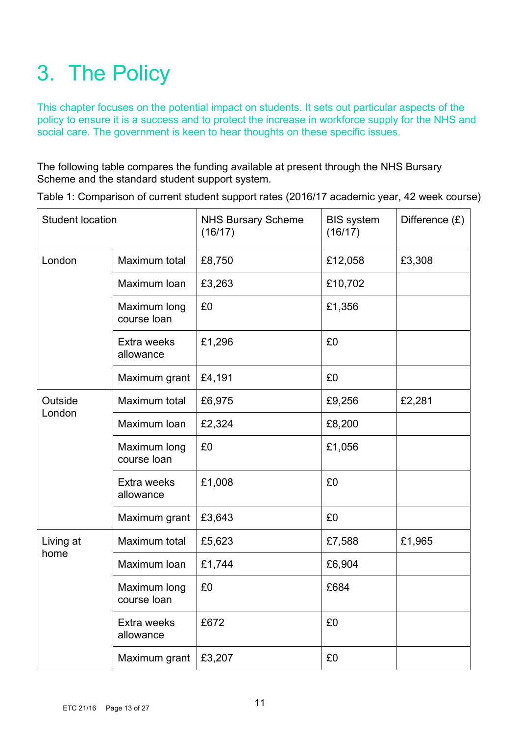# 3. The Policy

This chapter focuses on the potential impact on students. It sets out particular aspects of the policy to ensure it is a success and to protect the increase in workforce supply for the NHS and social care. The government is keen to hear thoughts on these specific issues.

The following table compares the funding available at present through the NHS Bursary Scheme and the standard student support system.

Table 1: Comparison of current student support rates (2016/17 academic year, 42 week course)

| Student location | | NHS Bursary Scheme (16/17) | BIS system (16/17) | Difference (£) |
|---|---|---|---|---|
| London | Maximum total | £8,750 | £12,058 | £3,308 |
| | Maximum loan | £3,263 | £10,702 | |
| | Maximum long course loan | £0 | £1,356 | |
| | Extra weeks allowance | £1,296 | £0 | |
| | Maximum grant | £4,191 | £0 | |
| Outside London | Maximum total | £6,975 | £9,256 | £2,281 |
| | Maximum loan | £2,324 | £8,200 | |
| | Maximum long course loan | £0 | £1,056 | |
| | Extra weeks allowance | £1,008 | £0 | |
| | Maximum grant | £3,643 | £0 | |
| Living at home | Maximum total | £5,623 | £7,588 | £1,965 |
| | Maximum loan | £1,744 | £6,904 | |
| | Maximum long course loan | £0 | £684 | |
| | Extra weeks allowance | £672 | £0 | |
| | Maximum grant | £3,207 | £0 | |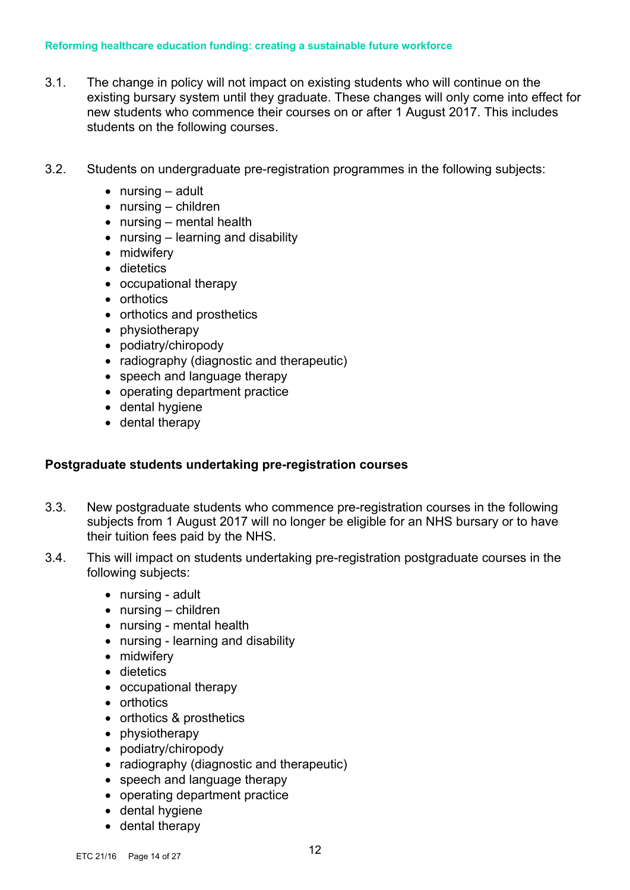3.1. The change in policy will not impact on existing students who will continue on the existing bursary system until they graduate. These changes will only come into effect for new students who commence their courses on or after 1 August 2017. This includes students on the following courses.

3.2. Students on undergraduate pre-registration programmes in the following subjects:

- nursing – adult
- nursing – children
- nursing – mental health
- nursing – learning and disability
- midwifery
- dietetics
- occupational therapy
- orthotics
- orthotics and prosthetics
- physiotherapy
- podiatry/chiropody
- radiography (diagnostic and therapeutic)
- speech and language therapy
- operating department practice
- dental hygiene
- dental therapy

## Postgraduate students undertaking pre-registration courses

3.3. New postgraduate students who commence pre-registration courses in the following subjects from 1 August 2017 will no longer be eligible for an NHS bursary or to have their tuition fees paid by the NHS.

3.4. This will impact on students undertaking pre-registration postgraduate courses in the following subjects:

- nursing - adult
- nursing – children
- nursing - mental health
- nursing - learning and disability
- midwifery
- dietetics
- occupational therapy
- orthotics
- orthotics & prosthetics
- physiotherapy
- podiatry/chiropody
- radiography (diagnostic and therapeutic)
- speech and language therapy
- operating department practice
- dental hygiene
- dental therapy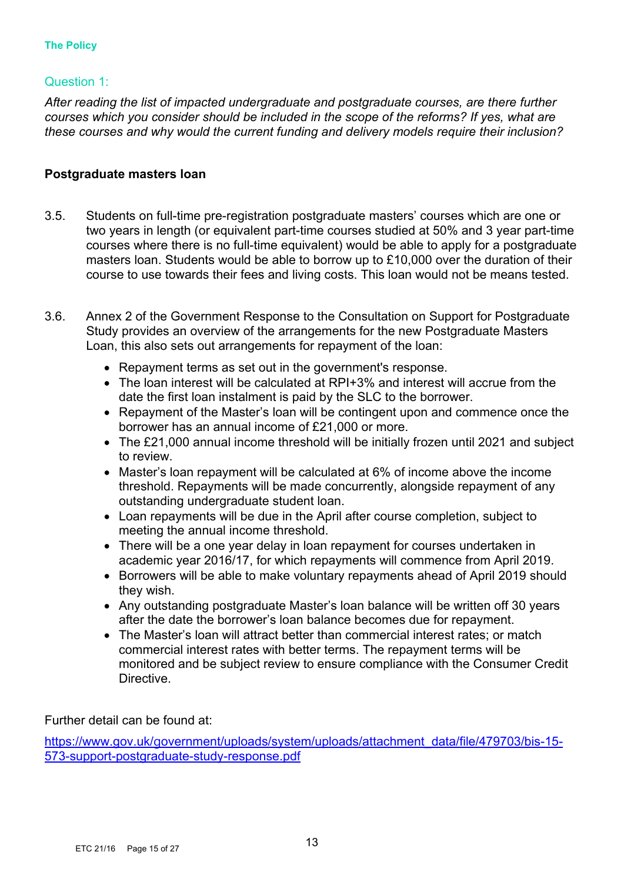**The Policy**

## Question 1:

*After reading the list of impacted undergraduate and postgraduate courses, are there further courses which you consider should be included in the scope of the reforms? If yes, what are these courses and why would the current funding and delivery models require their inclusion?*

**Postgraduate masters loan**

3.5. Students on full-time pre-registration postgraduate masters' courses which are one or two years in length (or equivalent part-time courses studied at 50% and 3 year part-time courses where there is no full-time equivalent) would be able to apply for a postgraduate masters loan. Students would be able to borrow up to £10,000 over the duration of their course to use towards their fees and living costs. This loan would not be means tested.

3.6. Annex 2 of the Government Response to the Consultation on Support for Postgraduate Study provides an overview of the arrangements for the new Postgraduate Masters Loan, this also sets out arrangements for repayment of the loan:

- Repayment terms as set out in the government's response.
- The loan interest will be calculated at RPI+3% and interest will accrue from the date the first loan instalment is paid by the SLC to the borrower.
- Repayment of the Master's loan will be contingent upon and commence once the borrower has an annual income of £21,000 or more.
- The £21,000 annual income threshold will be initially frozen until 2021 and subject to review.
- Master's loan repayment will be calculated at 6% of income above the income threshold. Repayments will be made concurrently, alongside repayment of any outstanding undergraduate student loan.
- Loan repayments will be due in the April after course completion, subject to meeting the annual income threshold.
- There will be a one year delay in loan repayment for courses undertaken in academic year 2016/17, for which repayments will commence from April 2019.
- Borrowers will be able to make voluntary repayments ahead of April 2019 should they wish.
- Any outstanding postgraduate Master's loan balance will be written off 30 years after the date the borrower's loan balance becomes due for repayment.
- The Master's loan will attract better than commercial interest rates; or match commercial interest rates with better terms. The repayment terms will be monitored and be subject review to ensure compliance with the Consumer Credit Directive.

Further detail can be found at:

https://www.gov.uk/government/uploads/system/uploads/attachment_data/file/479703/bis-15-573-support-postgraduate-study-response.pdf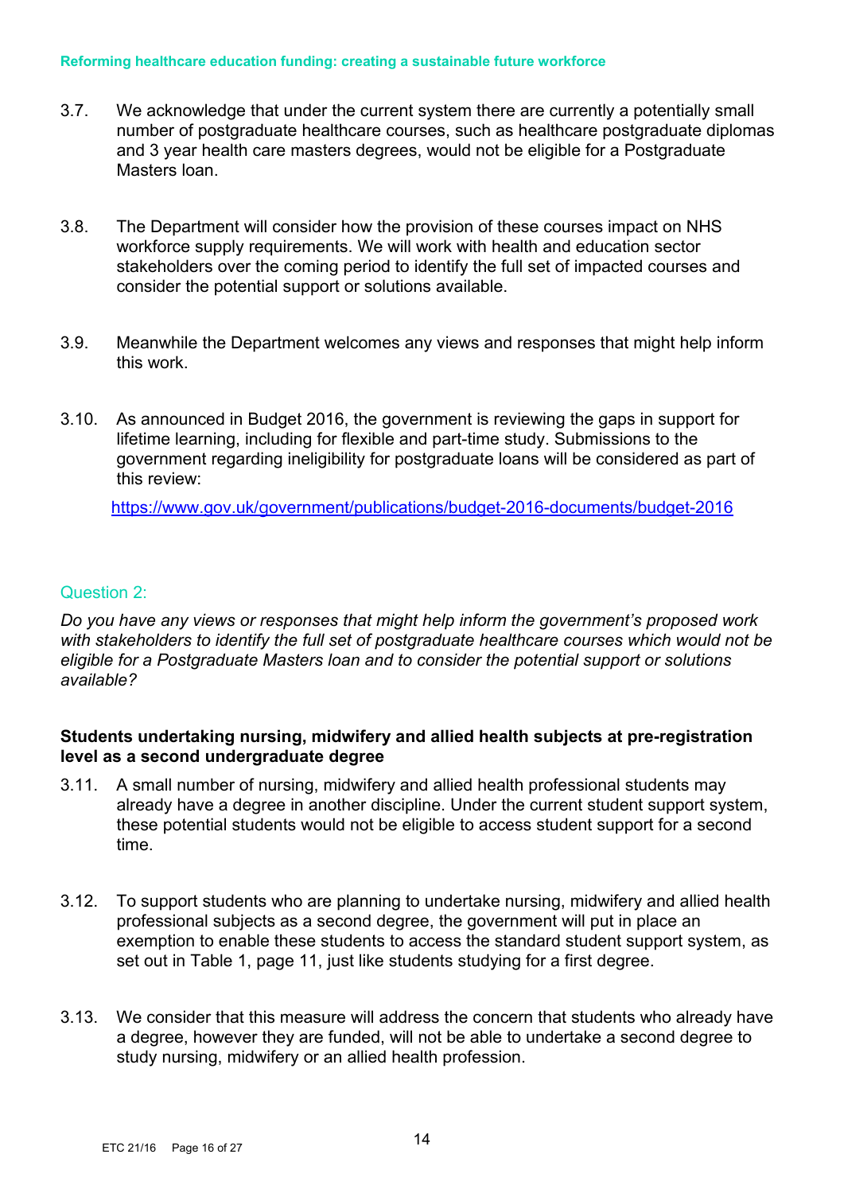3.7. We acknowledge that under the current system there are currently a potentially small number of postgraduate healthcare courses, such as healthcare postgraduate diplomas and 3 year health care masters degrees, would not be eligible for a Postgraduate Masters loan.

3.8. The Department will consider how the provision of these courses impact on NHS workforce supply requirements. We will work with health and education sector stakeholders over the coming period to identify the full set of impacted courses and consider the potential support or solutions available.

3.9. Meanwhile the Department welcomes any views and responses that might help inform this work.

3.10. As announced in Budget 2016, the government is reviewing the gaps in support for lifetime learning, including for flexible and part-time study. Submissions to the government regarding ineligibility for postgraduate loans will be considered as part of this review:

https://www.gov.uk/government/publications/budget-2016-documents/budget-2016

## Question 2:

*Do you have any views or responses that might help inform the government's proposed work with stakeholders to identify the full set of postgraduate healthcare courses which would not be eligible for a Postgraduate Masters loan and to consider the potential support or solutions available?*

**Students undertaking nursing, midwifery and allied health subjects at pre-registration level as a second undergraduate degree**

3.11. A small number of nursing, midwifery and allied health professional students may already have a degree in another discipline. Under the current student support system, these potential students would not be eligible to access student support for a second time.

3.12. To support students who are planning to undertake nursing, midwifery and allied health professional subjects as a second degree, the government will put in place an exemption to enable these students to access the standard student support system, as set out in Table 1, page 11, just like students studying for a first degree.

3.13. We consider that this measure will address the concern that students who already have a degree, however they are funded, will not be able to undertake a second degree to study nursing, midwifery or an allied health profession.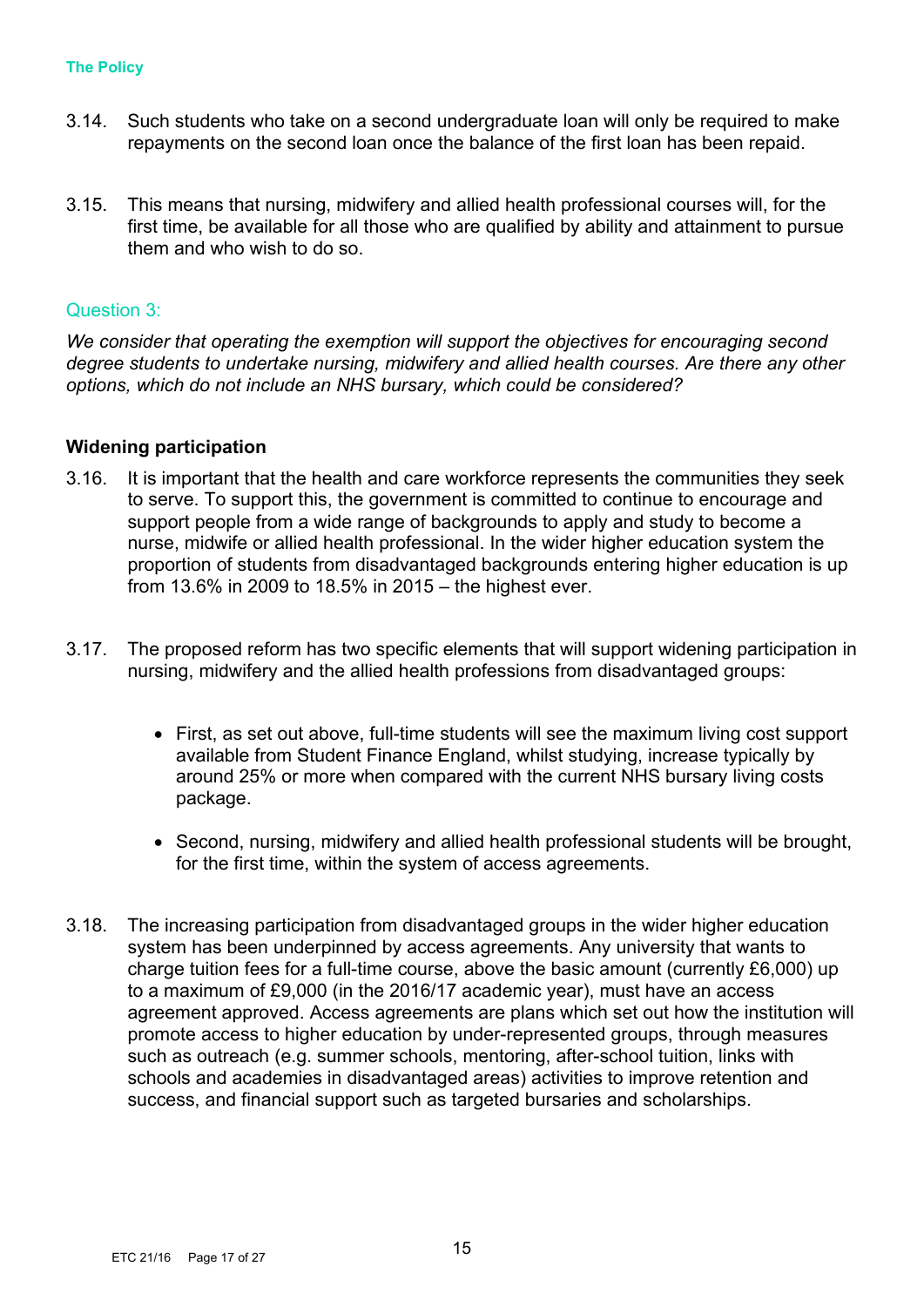3.14. Such students who take on a second undergraduate loan will only be required to make repayments on the second loan once the balance of the first loan has been repaid.

3.15. This means that nursing, midwifery and allied health professional courses will, for the first time, be available for all those who are qualified by ability and attainment to pursue them and who wish to do so.

## Question 3:

*We consider that operating the exemption will support the objectives for encouraging second degree students to undertake nursing, midwifery and allied health courses. Are there any other options, which do not include an NHS bursary, which could be considered?*

### Widening participation

3.16. It is important that the health and care workforce represents the communities they seek to serve. To support this, the government is committed to continue to encourage and support people from a wide range of backgrounds to apply and study to become a nurse, midwife or allied health professional. In the wider higher education system the proportion of students from disadvantaged backgrounds entering higher education is up from 13.6% in 2009 to 18.5% in 2015 – the highest ever.

3.17. The proposed reform has two specific elements that will support widening participation in nursing, midwifery and the allied health professions from disadvantaged groups:

- First, as set out above, full-time students will see the maximum living cost support available from Student Finance England, whilst studying, increase typically by around 25% or more when compared with the current NHS bursary living costs package.

- Second, nursing, midwifery and allied health professional students will be brought, for the first time, within the system of access agreements.

3.18. The increasing participation from disadvantaged groups in the wider higher education system has been underpinned by access agreements. Any university that wants to charge tuition fees for a full-time course, above the basic amount (currently £6,000) up to a maximum of £9,000 (in the 2016/17 academic year), must have an access agreement approved. Access agreements are plans which set out how the institution will promote access to higher education by under-represented groups, through measures such as outreach (e.g. summer schools, mentoring, after-school tuition, links with schools and academies in disadvantaged areas) activities to improve retention and success, and financial support such as targeted bursaries and scholarships.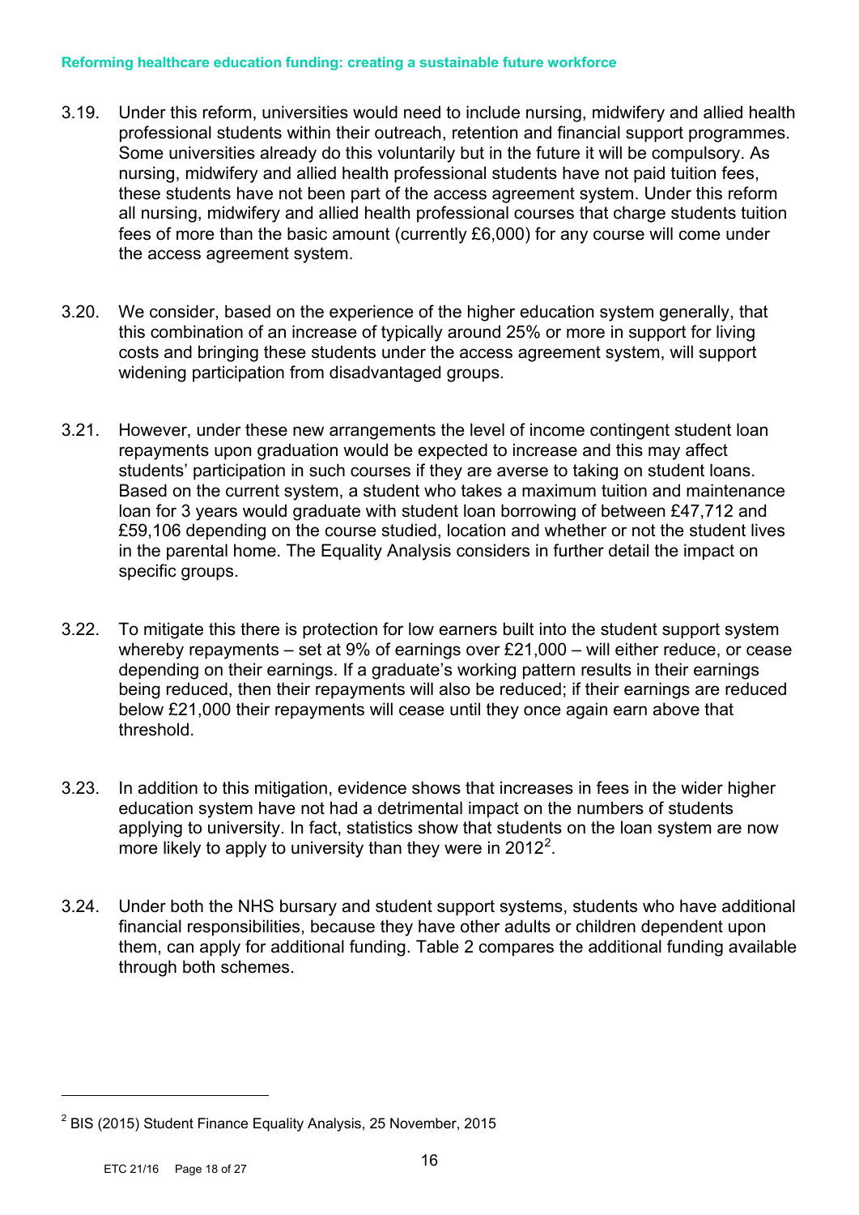3.19. Under this reform, universities would need to include nursing, midwifery and allied health professional students within their outreach, retention and financial support programmes. Some universities already do this voluntarily but in the future it will be compulsory. As nursing, midwifery and allied health professional students have not paid tuition fees, these students have not been part of the access agreement system. Under this reform all nursing, midwifery and allied health professional courses that charge students tuition fees of more than the basic amount (currently £6,000) for any course will come under the access agreement system.

3.20. We consider, based on the experience of the higher education system generally, that this combination of an increase of typically around 25% or more in support for living costs and bringing these students under the access agreement system, will support widening participation from disadvantaged groups.

3.21. However, under these new arrangements the level of income contingent student loan repayments upon graduation would be expected to increase and this may affect students' participation in such courses if they are averse to taking on student loans. Based on the current system, a student who takes a maximum tuition and maintenance loan for 3 years would graduate with student loan borrowing of between £47,712 and £59,106 depending on the course studied, location and whether or not the student lives in the parental home. The Equality Analysis considers in further detail the impact on specific groups.

3.22. To mitigate this there is protection for low earners built into the student support system whereby repayments – set at 9% of earnings over £21,000 – will either reduce, or cease depending on their earnings. If a graduate's working pattern results in their earnings being reduced, then their repayments will also be reduced; if their earnings are reduced below £21,000 their repayments will cease until they once again earn above that threshold.

3.23. In addition to this mitigation, evidence shows that increases in fees in the wider higher education system have not had a detrimental impact on the numbers of students applying to university. In fact, statistics show that students on the loan system are now more likely to apply to university than they were in 2012[2].

3.24. Under both the NHS bursary and student support systems, students who have additional financial responsibilities, because they have other adults or children dependent upon them, can apply for additional funding. Table 2 compares the additional funding available through both schemes.

[2] BIS (2015) Student Finance Equality Analysis, 25 November, 2015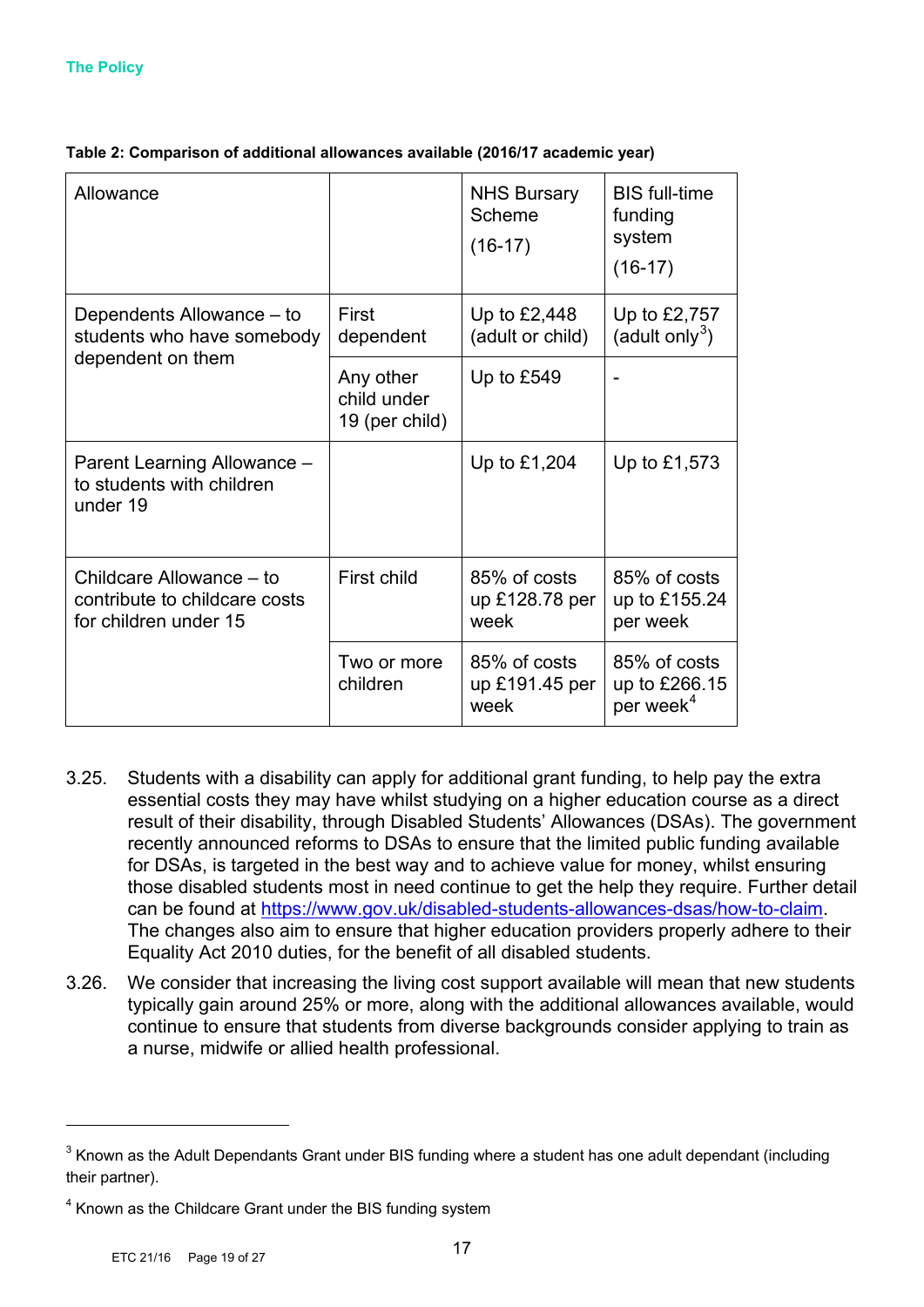**The Policy**

**Table 2: Comparison of additional allowances available (2016/17 academic year)**

| Allowance | | NHS Bursary Scheme (16-17) | BIS full-time funding system (16-17) |
|---|---|---|---|
| Dependents Allowance – to students who have somebody dependent on them | First dependent | Up to £2,448 (adult or child) | Up to £2,757 (adult only[3]) |
| | Any other child under 19 (per child) | Up to £549 | - |
| Parent Learning Allowance – to students with children under 19 | | Up to £1,204 | Up to £1,573 |
| Childcare Allowance – to contribute to childcare costs for children under 15 | First child | 85% of costs up £128.78 per week | 85% of costs up to £155.24 per week |
| | Two or more children | 85% of costs up £191.45 per week | 85% of costs up to £266.15 per week[4] |

3.25. Students with a disability can apply for additional grant funding, to help pay the extra essential costs they may have whilst studying on a higher education course as a direct result of their disability, through Disabled Students' Allowances (DSAs). The government recently announced reforms to DSAs to ensure that the limited public funding available for DSAs, is targeted in the best way and to achieve value for money, whilst ensuring those disabled students most in need continue to get the help they require. Further detail can be found at https://www.gov.uk/disabled-students-allowances-dsas/how-to-claim. The changes also aim to ensure that higher education providers properly adhere to their Equality Act 2010 duties, for the benefit of all disabled students.

3.26. We consider that increasing the living cost support available will mean that new students typically gain around 25% or more, along with the additional allowances available, would continue to ensure that students from diverse backgrounds consider applying to train as a nurse, midwife or allied health professional.

---

[3] Known as the Adult Dependants Grant under BIS funding where a student has one adult dependant (including their partner).

[4] Known as the Childcare Grant under the BIS funding system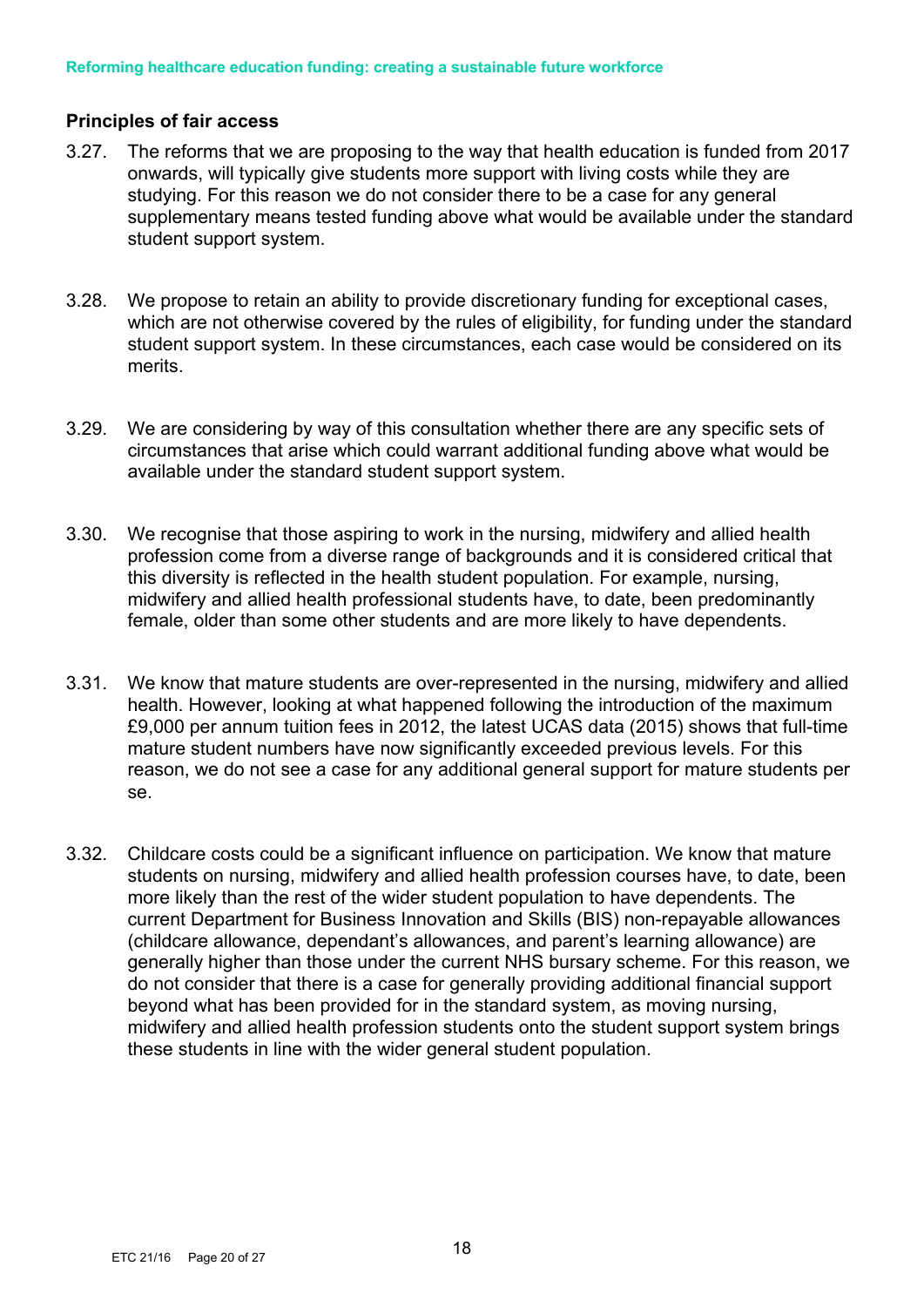## Principles of fair access

3.27. The reforms that we are proposing to the way that health education is funded from 2017 onwards, will typically give students more support with living costs while they are studying. For this reason we do not consider there to be a case for any general supplementary means tested funding above what would be available under the standard student support system.

3.28. We propose to retain an ability to provide discretionary funding for exceptional cases, which are not otherwise covered by the rules of eligibility, for funding under the standard student support system. In these circumstances, each case would be considered on its merits.

3.29. We are considering by way of this consultation whether there are any specific sets of circumstances that arise which could warrant additional funding above what would be available under the standard student support system.

3.30. We recognise that those aspiring to work in the nursing, midwifery and allied health profession come from a diverse range of backgrounds and it is considered critical that this diversity is reflected in the health student population. For example, nursing, midwifery and allied health professional students have, to date, been predominantly female, older than some other students and are more likely to have dependents.

3.31. We know that mature students are over-represented in the nursing, midwifery and allied health. However, looking at what happened following the introduction of the maximum £9,000 per annum tuition fees in 2012, the latest UCAS data (2015) shows that full-time mature student numbers have now significantly exceeded previous levels. For this reason, we do not see a case for any additional general support for mature students per se.

3.32. Childcare costs could be a significant influence on participation. We know that mature students on nursing, midwifery and allied health profession courses have, to date, been more likely than the rest of the wider student population to have dependents. The current Department for Business Innovation and Skills (BIS) non-repayable allowances (childcare allowance, dependant's allowances, and parent's learning allowance) are generally higher than those under the current NHS bursary scheme. For this reason, we do not consider that there is a case for generally providing additional financial support beyond what has been provided for in the standard system, as moving nursing, midwifery and allied health profession students onto the student support system brings these students in line with the wider general student population.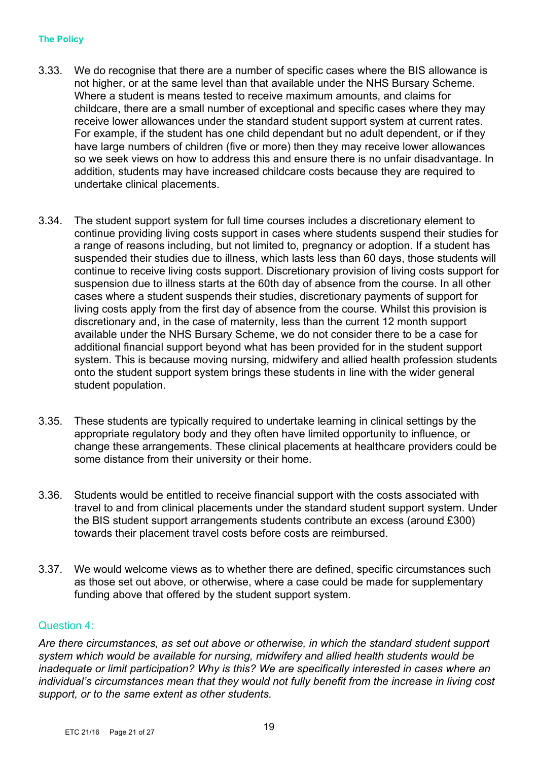**The Policy**

3.33. We do recognise that there are a number of specific cases where the BIS allowance is not higher, or at the same level than that available under the NHS Bursary Scheme. Where a student is means tested to receive maximum amounts, and claims for childcare, there are a small number of exceptional and specific cases where they may receive lower allowances under the standard student support system at current rates. For example, if the student has one child dependant but no adult dependent, or if they have large numbers of children (five or more) then they may receive lower allowances so we seek views on how to address this and ensure there is no unfair disadvantage. In addition, students may have increased childcare costs because they are required to undertake clinical placements.

3.34. The student support system for full time courses includes a discretionary element to continue providing living costs support in cases where students suspend their studies for a range of reasons including, but not limited to, pregnancy or adoption. If a student has suspended their studies due to illness, which lasts less than 60 days, those students will continue to receive living costs support. Discretionary provision of living costs support for suspension due to illness starts at the 60th day of absence from the course. In all other cases where a student suspends their studies, discretionary payments of support for living costs apply from the first day of absence from the course. Whilst this provision is discretionary and, in the case of maternity, less than the current 12 month support available under the NHS Bursary Scheme, we do not consider there to be a case for additional financial support beyond what has been provided for in the student support system. This is because moving nursing, midwifery and allied health profession students onto the student support system brings these students in line with the wider general student population.

3.35. These students are typically required to undertake learning in clinical settings by the appropriate regulatory body and they often have limited opportunity to influence, or change these arrangements. These clinical placements at healthcare providers could be some distance from their university or their home.

3.36. Students would be entitled to receive financial support with the costs associated with travel to and from clinical placements under the standard student support system. Under the BIS student support arrangements students contribute an excess (around £300) towards their placement travel costs before costs are reimbursed.

3.37. We would welcome views as to whether there are defined, specific circumstances such as those set out above, or otherwise, where a case could be made for supplementary funding above that offered by the student support system.

## Question 4:

*Are there circumstances, as set out above or otherwise, in which the standard student support system which would be available for nursing, midwifery and allied health students would be inadequate or limit participation? Why is this? We are specifically interested in cases where an individual's circumstances mean that they would not fully benefit from the increase in living cost support, or to the same extent as other students.*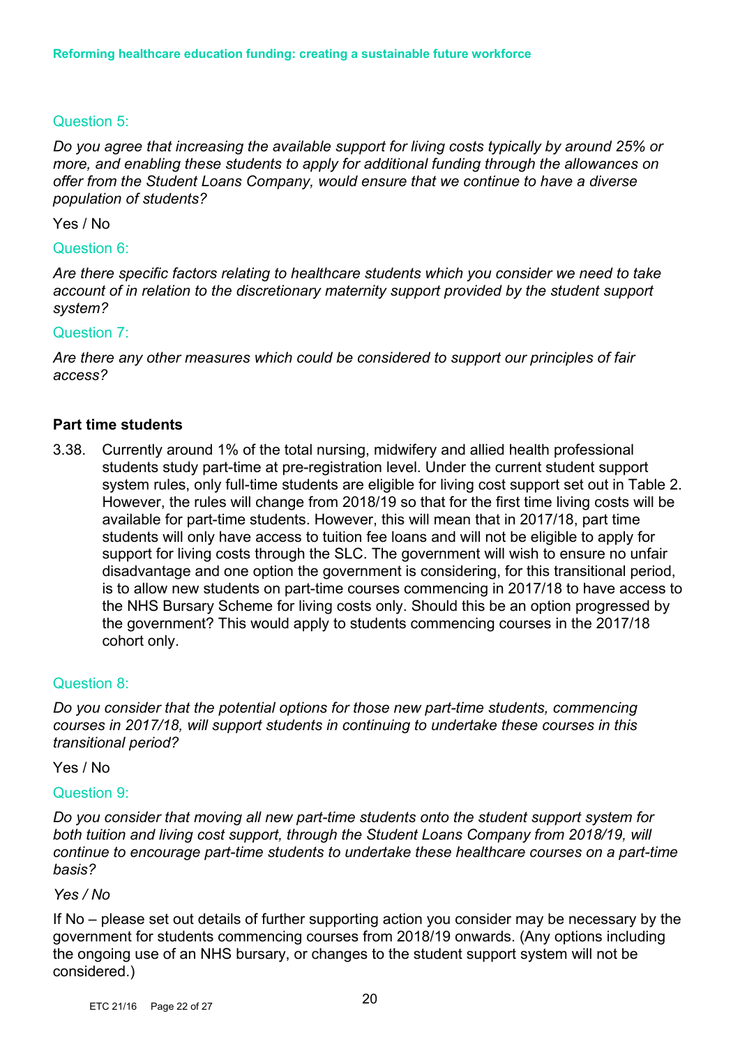### Question 5:

*Do you agree that increasing the available support for living costs typically by around 25% or more, and enabling these students to apply for additional funding through the allowances on offer from the Student Loans Company, would ensure that we continue to have a diverse population of students?*

Yes / No

### Question 6:

*Are there specific factors relating to healthcare students which you consider we need to take account of in relation to the discretionary maternity support provided by the student support system?*

### Question 7:

*Are there any other measures which could be considered to support our principles of fair access?*

**Part time students**

3.38. Currently around 1% of the total nursing, midwifery and allied health professional students study part-time at pre-registration level. Under the current student support system rules, only full-time students are eligible for living cost support set out in Table 2. However, the rules will change from 2018/19 so that for the first time living costs will be available for part-time students. However, this will mean that in 2017/18, part time students will only have access to tuition fee loans and will not be eligible to apply for support for living costs through the SLC. The government will wish to ensure no unfair disadvantage and one option the government is considering, for this transitional period, is to allow new students on part-time courses commencing in 2017/18 to have access to the NHS Bursary Scheme for living costs only. Should this be an option progressed by the government? This would apply to students commencing courses in the 2017/18 cohort only.

### Question 8:

*Do you consider that the potential options for those new part-time students, commencing courses in 2017/18, will support students in continuing to undertake these courses in this transitional period?*

Yes / No

### Question 9:

*Do you consider that moving all new part-time students onto the student support system for both tuition and living cost support, through the Student Loans Company from 2018/19, will continue to encourage part-time students to undertake these healthcare courses on a part-time basis?*

*Yes / No*

If No – please set out details of further supporting action you consider may be necessary by the government for students commencing courses from 2018/19 onwards. (Any options including the ongoing use of an NHS bursary, or changes to the student support system will not be considered.)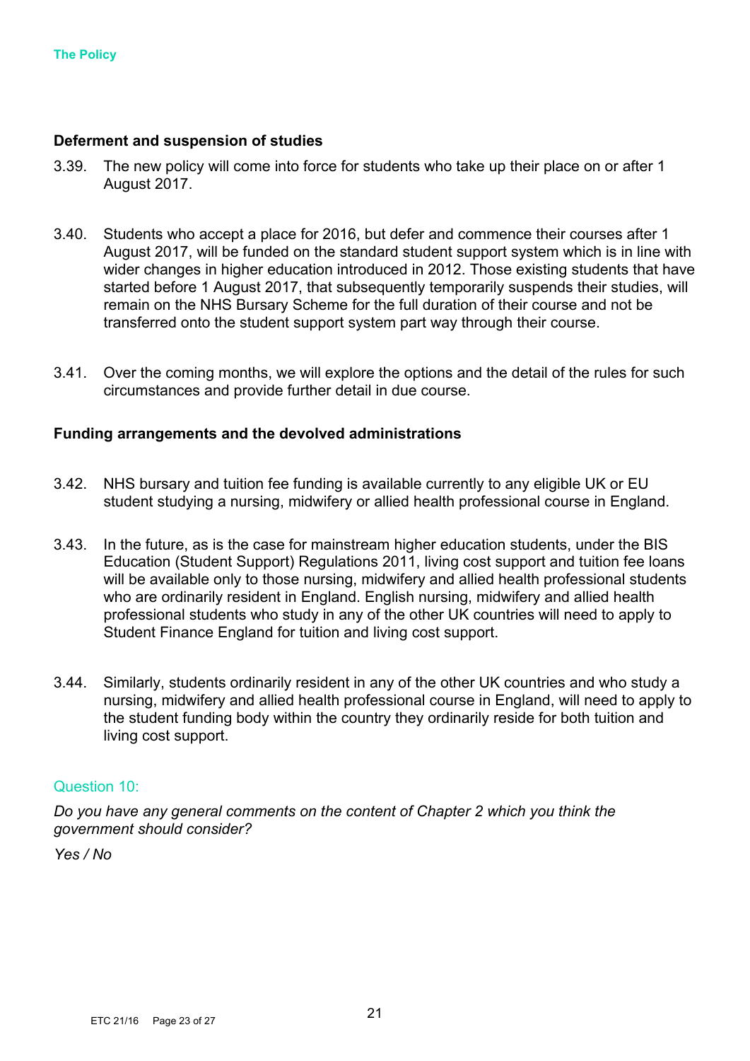## Deferment and suspension of studies

3.39. The new policy will come into force for students who take up their place on or after 1 August 2017.

3.40. Students who accept a place for 2016, but defer and commence their courses after 1 August 2017, will be funded on the standard student support system which is in line with wider changes in higher education introduced in 2012. Those existing students that have started before 1 August 2017, that subsequently temporarily suspends their studies, will remain on the NHS Bursary Scheme for the full duration of their course and not be transferred onto the student support system part way through their course.

3.41. Over the coming months, we will explore the options and the detail of the rules for such circumstances and provide further detail in due course.

## Funding arrangements and the devolved administrations

3.42. NHS bursary and tuition fee funding is available currently to any eligible UK or EU student studying a nursing, midwifery or allied health professional course in England.

3.43. In the future, as is the case for mainstream higher education students, under the BIS Education (Student Support) Regulations 2011, living cost support and tuition fee loans will be available only to those nursing, midwifery and allied health professional students who are ordinarily resident in England. English nursing, midwifery and allied health professional students who study in any of the other UK countries will need to apply to Student Finance England for tuition and living cost support.

3.44. Similarly, students ordinarily resident in any of the other UK countries and who study a nursing, midwifery and allied health professional course in England, will need to apply to the student funding body within the country they ordinarily reside for both tuition and living cost support.

### Question 10:

*Do you have any general comments on the content of Chapter 2 which you think the government should consider?*

*Yes / No*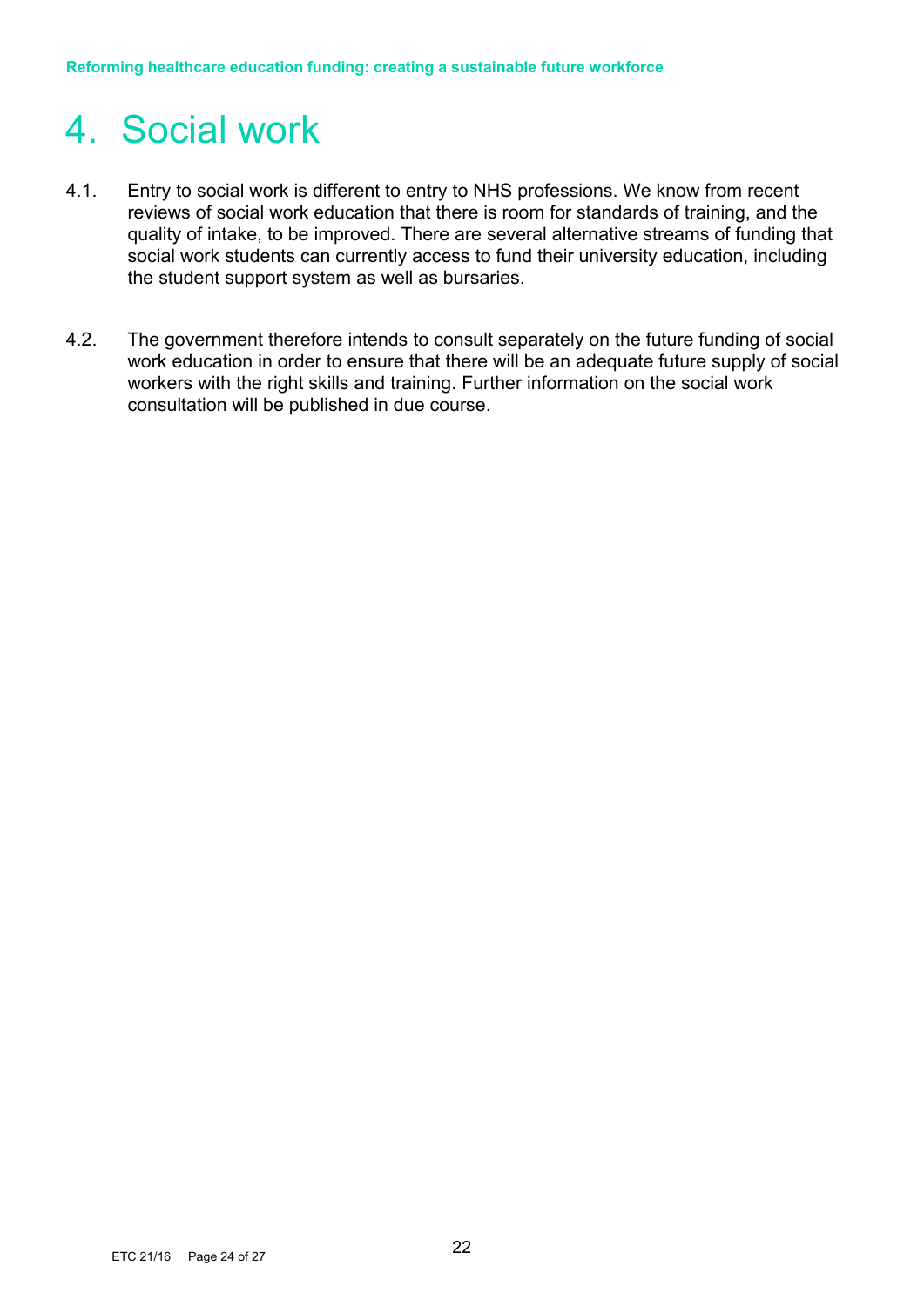# 4. Social work

4.1. Entry to social work is different to entry to NHS professions. We know from recent reviews of social work education that there is room for standards of training, and the quality of intake, to be improved. There are several alternative streams of funding that social work students can currently access to fund their university education, including the student support system as well as bursaries.

4.2. The government therefore intends to consult separately on the future funding of social work education in order to ensure that there will be an adequate future supply of social workers with the right skills and training. Further information on the social work consultation will be published in due course.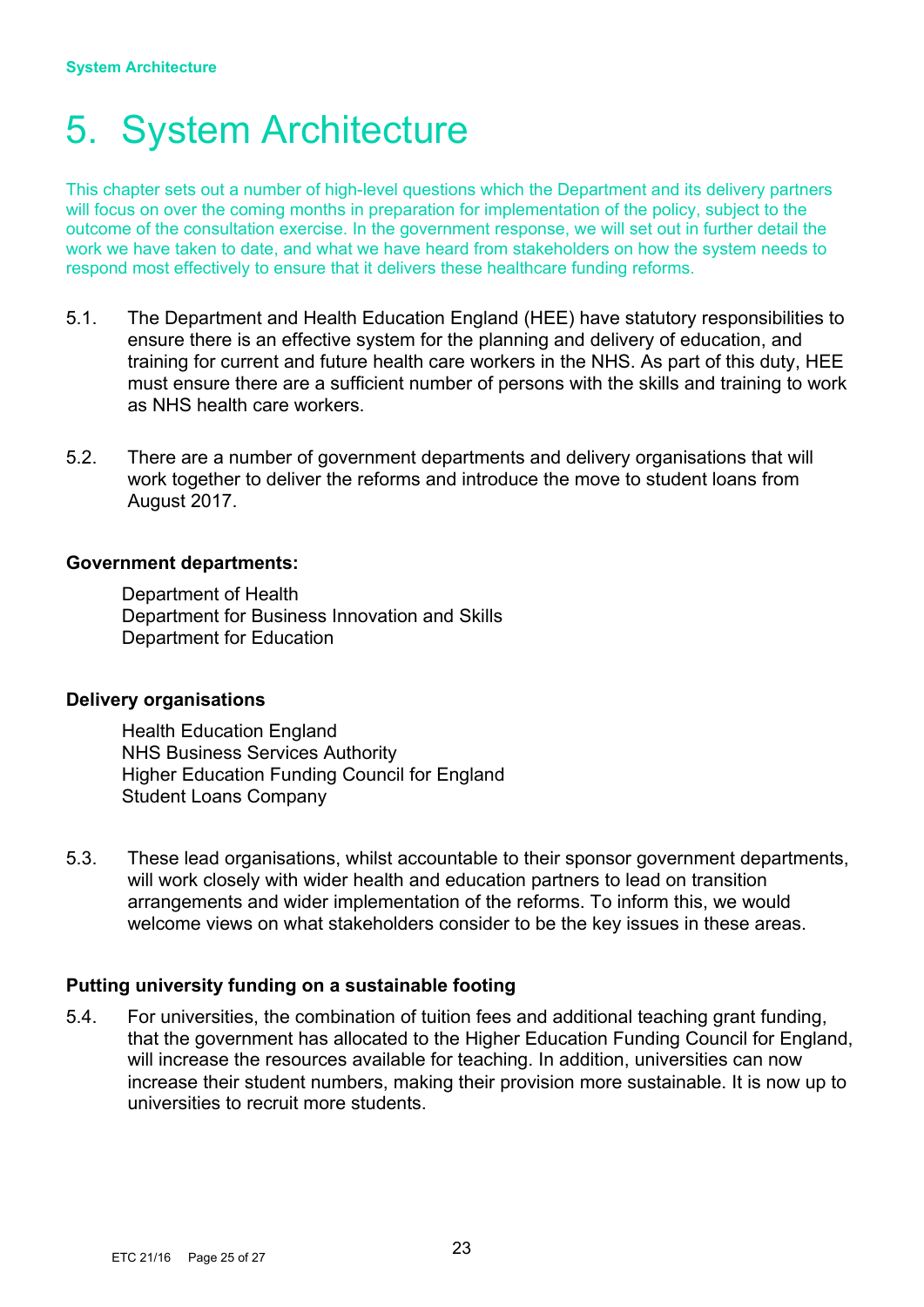# 5. System Architecture

This chapter sets out a number of high-level questions which the Department and its delivery partners will focus on over the coming months in preparation for implementation of the policy, subject to the outcome of the consultation exercise. In the government response, we will set out in further detail the work we have taken to date, and what we have heard from stakeholders on how the system needs to respond most effectively to ensure that it delivers these healthcare funding reforms.

5.1. The Department and Health Education England (HEE) have statutory responsibilities to ensure there is an effective system for the planning and delivery of education, and training for current and future health care workers in the NHS. As part of this duty, HEE must ensure there are a sufficient number of persons with the skills and training to work as NHS health care workers.

5.2. There are a number of government departments and delivery organisations that will work together to deliver the reforms and introduce the move to student loans from August 2017.

**Government departments:**

Department of Health
Department for Business Innovation and Skills
Department for Education

**Delivery organisations**

Health Education England
NHS Business Services Authority
Higher Education Funding Council for England
Student Loans Company

5.3. These lead organisations, whilst accountable to their sponsor government departments, will work closely with wider health and education partners to lead on transition arrangements and wider implementation of the reforms. To inform this, we would welcome views on what stakeholders consider to be the key issues in these areas.

**Putting university funding on a sustainable footing**

5.4. For universities, the combination of tuition fees and additional teaching grant funding, that the government has allocated to the Higher Education Funding Council for England, will increase the resources available for teaching. In addition, universities can now increase their student numbers, making their provision more sustainable. It is now up to universities to recruit more students.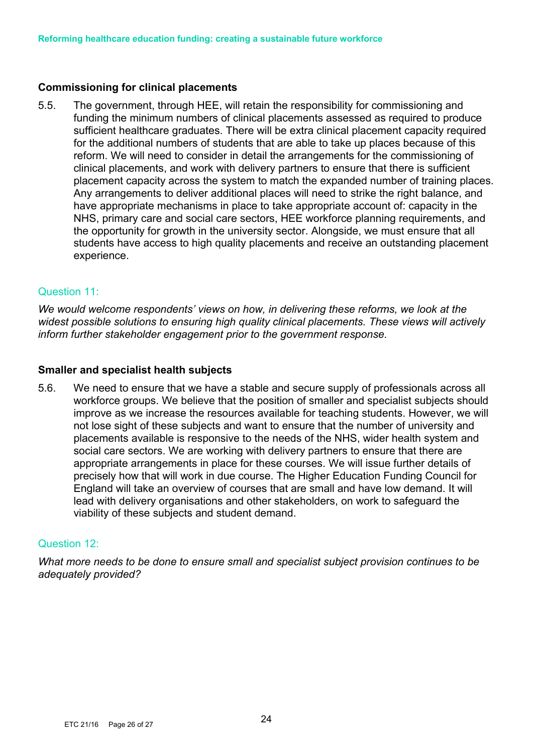### Commissioning for clinical placements

5.5. The government, through HEE, will retain the responsibility for commissioning and funding the minimum numbers of clinical placements assessed as required to produce sufficient healthcare graduates. There will be extra clinical placement capacity required for the additional numbers of students that are able to take up places because of this reform. We will need to consider in detail the arrangements for the commissioning of clinical placements, and work with delivery partners to ensure that there is sufficient placement capacity across the system to match the expanded number of training places. Any arrangements to deliver additional places will need to strike the right balance, and have appropriate mechanisms in place to take appropriate account of: capacity in the NHS, primary care and social care sectors, HEE workforce planning requirements, and the opportunity for growth in the university sector. Alongside, we must ensure that all students have access to high quality placements and receive an outstanding placement experience.

Question 11:

*We would welcome respondents' views on how, in delivering these reforms, we look at the widest possible solutions to ensuring high quality clinical placements. These views will actively inform further stakeholder engagement prior to the government response.*

### Smaller and specialist health subjects

5.6. We need to ensure that we have a stable and secure supply of professionals across all workforce groups. We believe that the position of smaller and specialist subjects should improve as we increase the resources available for teaching students. However, we will not lose sight of these subjects and want to ensure that the number of university and placements available is responsive to the needs of the NHS, wider health system and social care sectors. We are working with delivery partners to ensure that there are appropriate arrangements in place for these courses. We will issue further details of precisely how that will work in due course. The Higher Education Funding Council for England will take an overview of courses that are small and have low demand. It will lead with delivery organisations and other stakeholders, on work to safeguard the viability of these subjects and student demand.

Question 12:

*What more needs to be done to ensure small and specialist subject provision continues to be adequately provided?*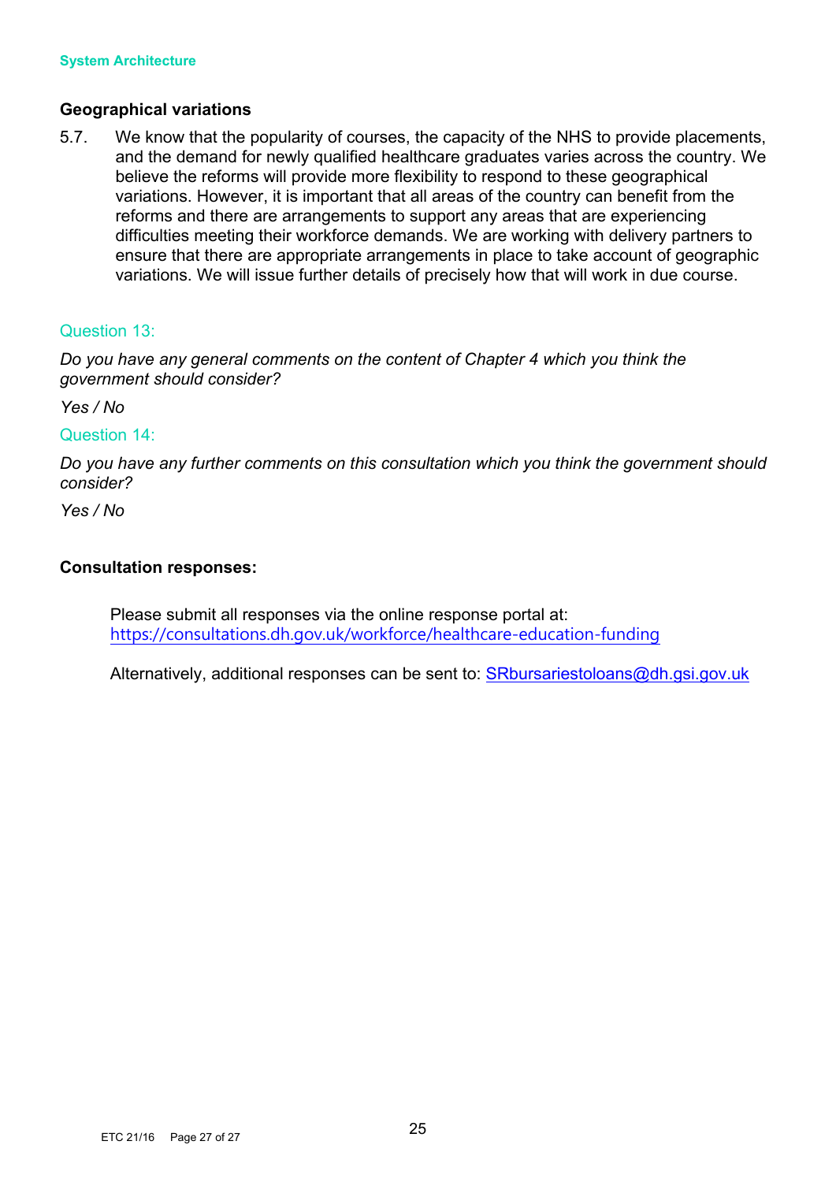### Geographical variations

5.7. We know that the popularity of courses, the capacity of the NHS to provide placements, and the demand for newly qualified healthcare graduates varies across the country. We believe the reforms will provide more flexibility to respond to these geographical variations. However, it is important that all areas of the country can benefit from the reforms and there are arrangements to support any areas that are experiencing difficulties meeting their workforce demands. We are working with delivery partners to ensure that there are appropriate arrangements in place to take account of geographic variations. We will issue further details of precisely how that will work in due course.

Question 13:

*Do you have any general comments on the content of Chapter 4 which you think the government should consider?*

*Yes / No*

Question 14:

*Do you have any further comments on this consultation which you think the government should consider?*

*Yes / No*

**Consultation responses:**

Please submit all responses via the online response portal at: https://consultations.dh.gov.uk/workforce/healthcare-education-funding

Alternatively, additional responses can be sent to: SRbursariestoloans@dh.gsi.gov.uk